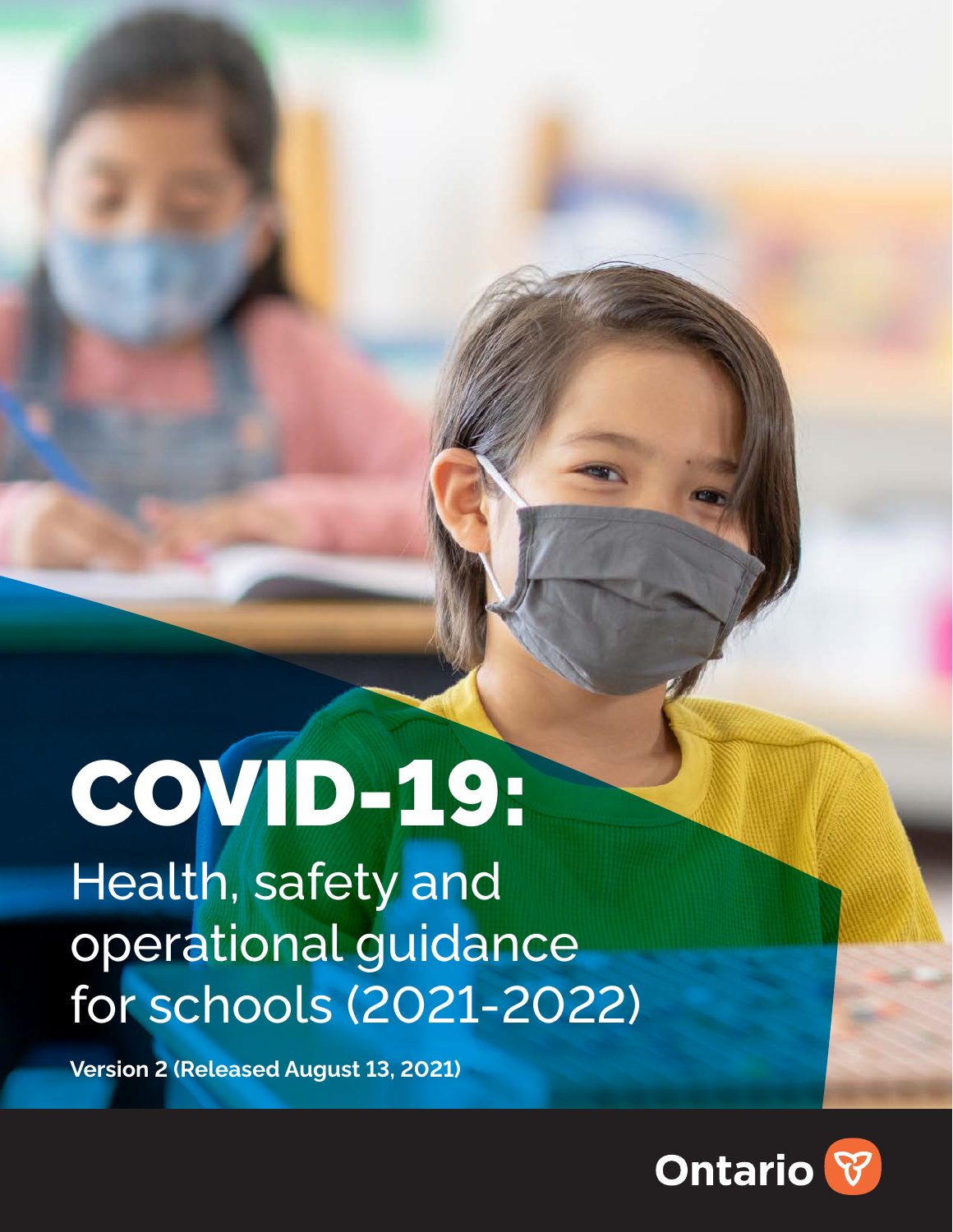# COVID-19:

## Health, safety and operational guidance for schools (2021-2022)

**Version 2 (Released August 13, 2021)**

Ontario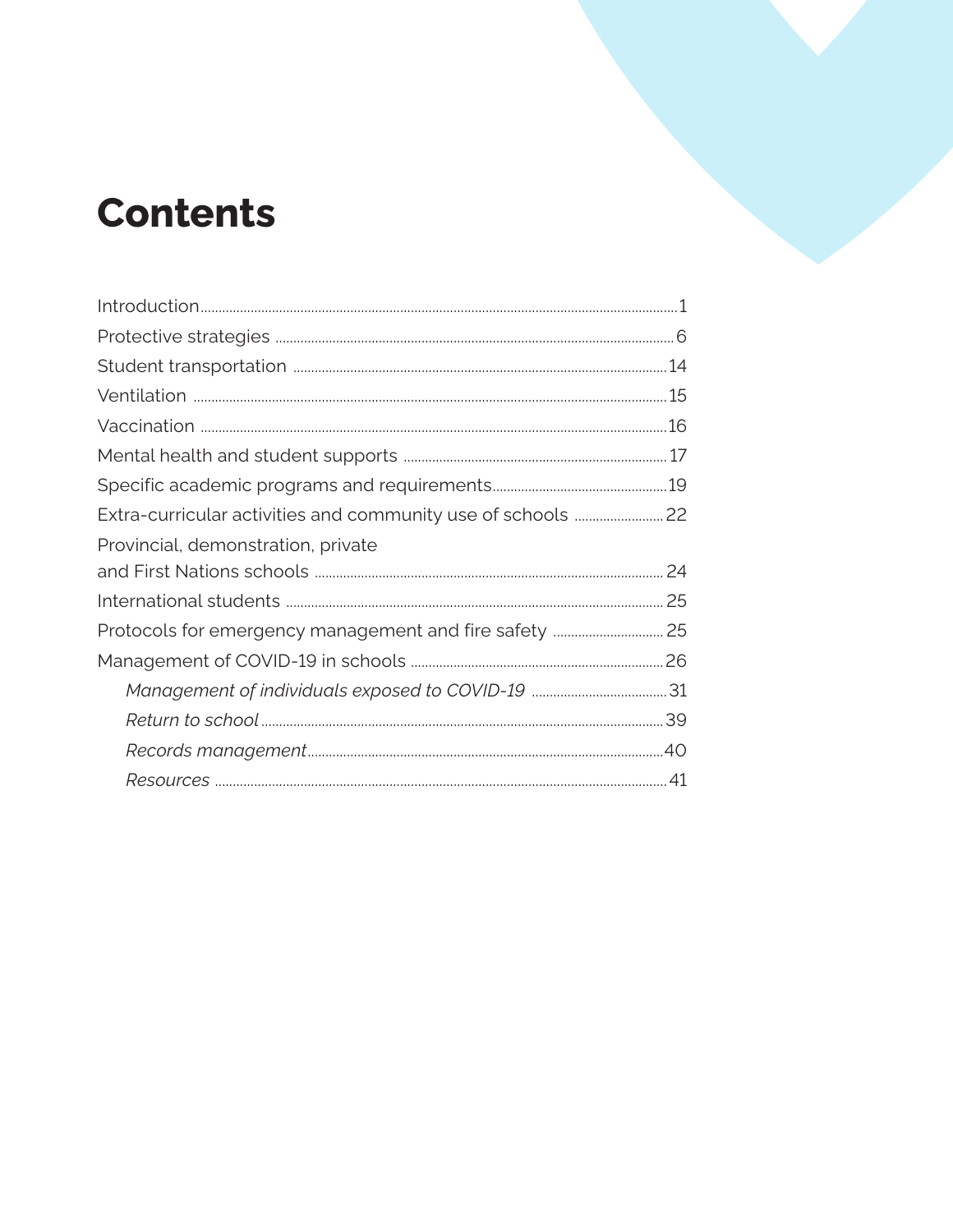# Contents

- Introduction ... 1
- Protective strategies ... 6
- Student transportation ... 14
- Ventilation ... 15
- Vaccination ... 16
- Mental health and student supports ... 17
- Specific academic programs and requirements ... 19
- Extra-curricular activities and community use of schools ... 22
- Provincial, demonstration, private and First Nations schools ... 24
- International students ... 25
- Protocols for emergency management and fire safety ... 25
- Management of COVID-19 in schools ... 26
  - *Management of individuals exposed to COVID-19* ... 31
  - *Return to school* ... 39
  - *Records management* ... 40
  - *Resources* ... 41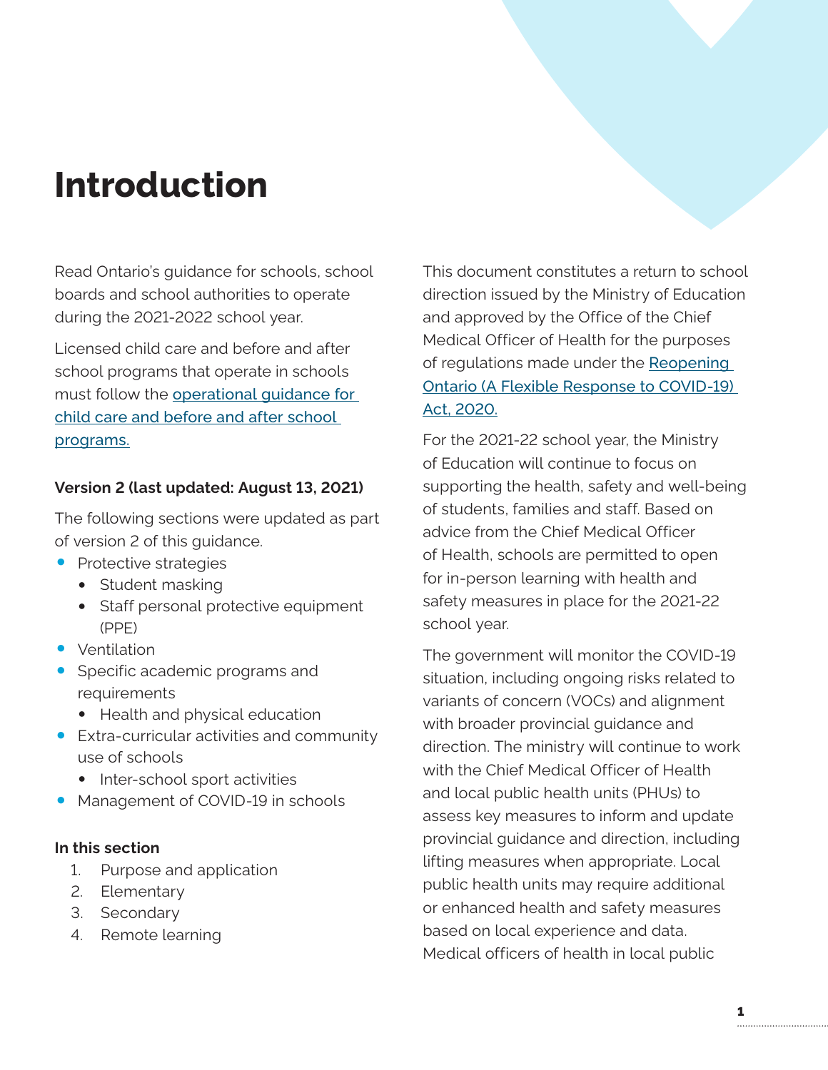# Introduction

Read Ontario's guidance for schools, school boards and school authorities to operate during the 2021-2022 school year.

Licensed child care and before and after school programs that operate in schools must follow the [operational guidance for child care and before and after school programs.]()

**Version 2 (last updated: August 13, 2021)**

The following sections were updated as part of version 2 of this guidance.

- Protective strategies
  - Student masking
  - Staff personal protective equipment (PPE)
- Ventilation
- Specific academic programs and requirements
  - Health and physical education
- Extra-curricular activities and community use of schools
  - Inter-school sport activities
- Management of COVID-19 in schools

**In this section**

1. Purpose and application
2. Elementary
3. Secondary
4. Remote learning

This document constitutes a return to school direction issued by the Ministry of Education and approved by the Office of the Chief Medical Officer of Health for the purposes of regulations made under the [Reopening Ontario (A Flexible Response to COVID-19) Act, 2020.]()

For the 2021-22 school year, the Ministry of Education will continue to focus on supporting the health, safety and well-being of students, families and staff. Based on advice from the Chief Medical Officer of Health, schools are permitted to open for in-person learning with health and safety measures in place for the 2021-22 school year.

The government will monitor the COVID-19 situation, including ongoing risks related to variants of concern (VOCs) and alignment with broader provincial guidance and direction. The ministry will continue to work with the Chief Medical Officer of Health and local public health units (PHUs) to assess key measures to inform and update provincial guidance and direction, including lifting measures when appropriate. Local public health units may require additional or enhanced health and safety measures based on local experience and data. Medical officers of health in local public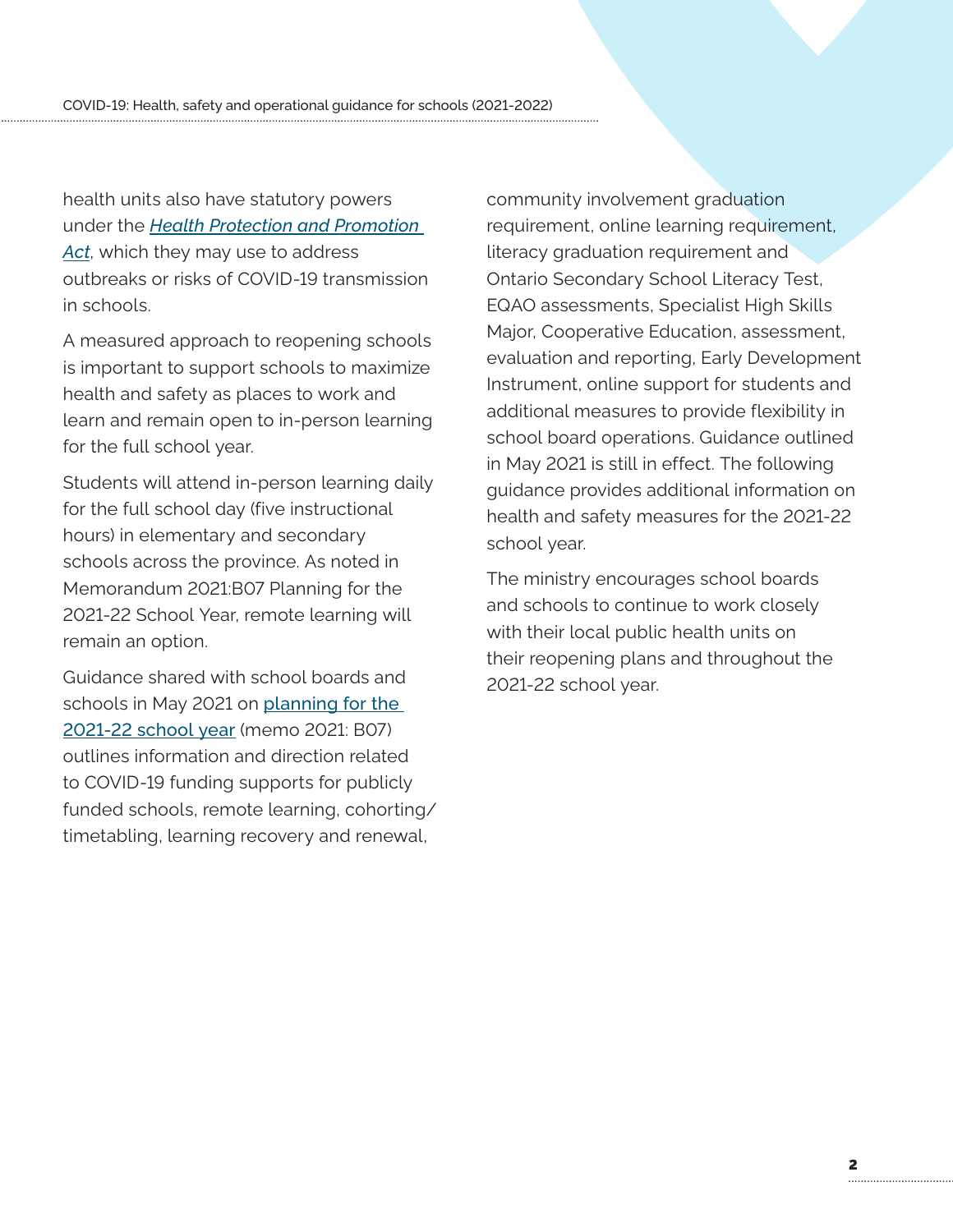health units also have statutory powers under the *Health Protection and Promotion Act*, which they may use to address outbreaks or risks of COVID-19 transmission in schools.

A measured approach to reopening schools is important to support schools to maximize health and safety as places to work and learn and remain open to in-person learning for the full school year.

Students will attend in-person learning daily for the full school day (five instructional hours) in elementary and secondary schools across the province. As noted in Memorandum 2021:B07 Planning for the 2021-22 School Year, remote learning will remain an option.

Guidance shared with school boards and schools in May 2021 on planning for the 2021-22 school year (memo 2021: B07) outlines information and direction related to COVID-19 funding supports for publicly funded schools, remote learning, cohorting/timetabling, learning recovery and renewal, community involvement graduation requirement, online learning requirement, literacy graduation requirement and Ontario Secondary School Literacy Test, EQAO assessments, Specialist High Skills Major, Cooperative Education, assessment, evaluation and reporting, Early Development Instrument, online support for students and additional measures to provide flexibility in school board operations. Guidance outlined in May 2021 is still in effect. The following guidance provides additional information on health and safety measures for the 2021-22 school year.

The ministry encourages school boards and schools to continue to work closely with their local public health units on their reopening plans and throughout the 2021-22 school year.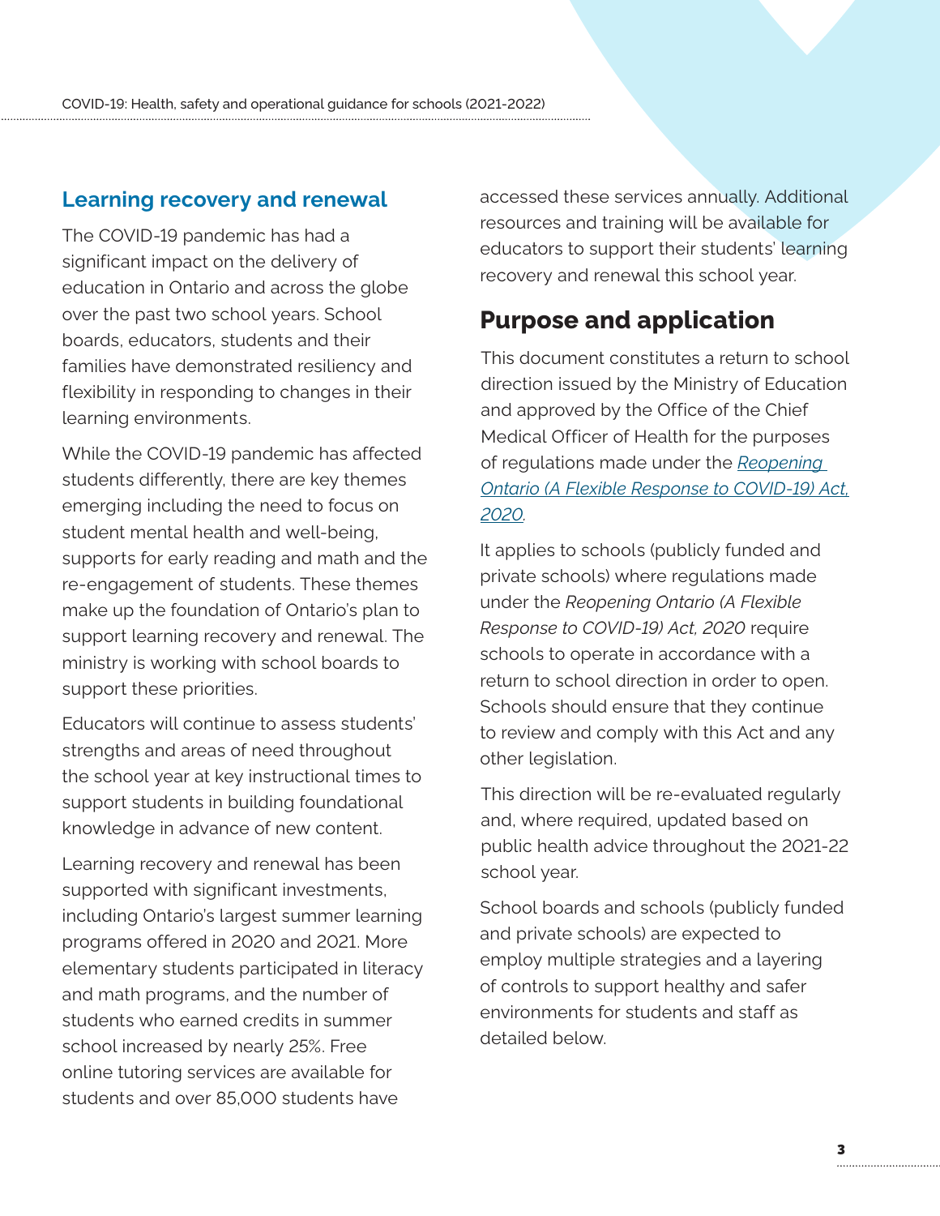## Learning recovery and renewal

The COVID-19 pandemic has had a significant impact on the delivery of education in Ontario and across the globe over the past two school years. School boards, educators, students and their families have demonstrated resiliency and flexibility in responding to changes in their learning environments.

While the COVID-19 pandemic has affected students differently, there are key themes emerging including the need to focus on student mental health and well-being, supports for early reading and math and the re-engagement of students. These themes make up the foundation of Ontario's plan to support learning recovery and renewal. The ministry is working with school boards to support these priorities.

Educators will continue to assess students' strengths and areas of need throughout the school year at key instructional times to support students in building foundational knowledge in advance of new content.

Learning recovery and renewal has been supported with significant investments, including Ontario's largest summer learning programs offered in 2020 and 2021. More elementary students participated in literacy and math programs, and the number of students who earned credits in summer school increased by nearly 25%. Free online tutoring services are available for students and over 85,000 students have accessed these services annually. Additional resources and training will be available for educators to support their students' learning recovery and renewal this school year.

# Purpose and application

This document constitutes a return to school direction issued by the Ministry of Education and approved by the Office of the Chief Medical Officer of Health for the purposes of regulations made under the *Reopening Ontario (A Flexible Response to COVID-19) Act, 2020*.

It applies to schools (publicly funded and private schools) where regulations made under the *Reopening Ontario (A Flexible Response to COVID-19) Act, 2020* require schools to operate in accordance with a return to school direction in order to open. Schools should ensure that they continue to review and comply with this Act and any other legislation.

This direction will be re-evaluated regularly and, where required, updated based on public health advice throughout the 2021-22 school year.

School boards and schools (publicly funded and private schools) are expected to employ multiple strategies and a layering of controls to support healthy and safer environments for students and staff as detailed below.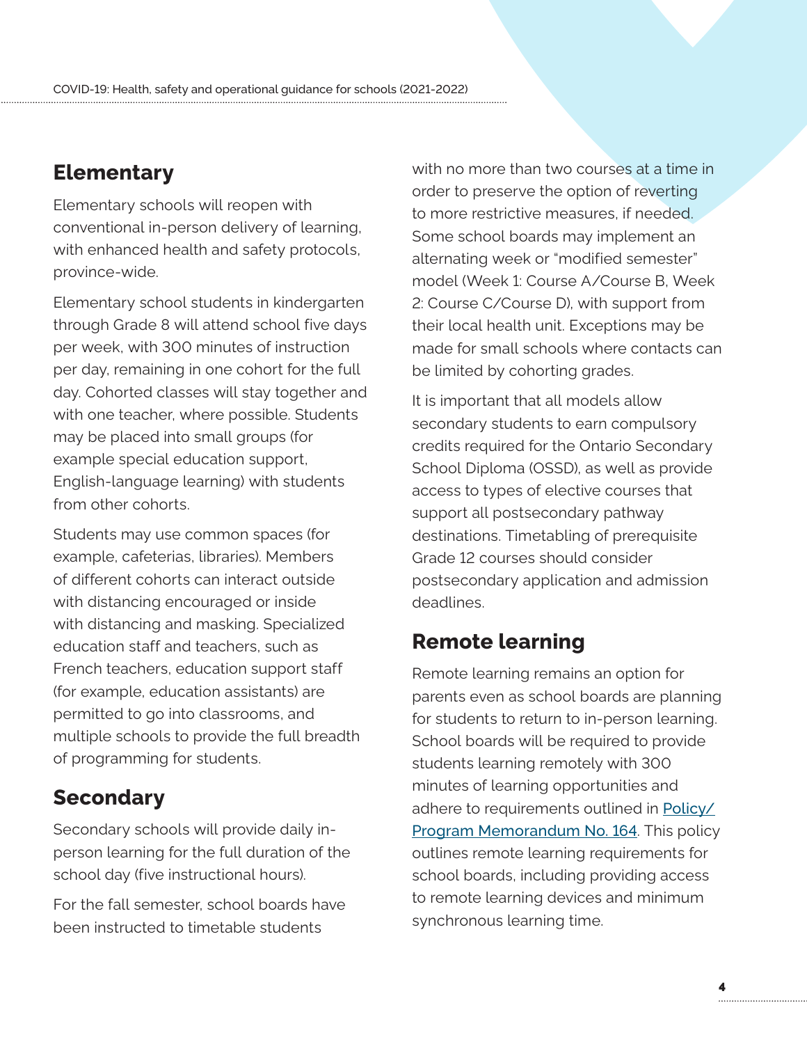## Elementary

Elementary schools will reopen with conventional in-person delivery of learning, with enhanced health and safety protocols, province-wide.

Elementary school students in kindergarten through Grade 8 will attend school five days per week, with 300 minutes of instruction per day, remaining in one cohort for the full day. Cohorted classes will stay together and with one teacher, where possible. Students may be placed into small groups (for example special education support, English-language learning) with students from other cohorts.

Students may use common spaces (for example, cafeterias, libraries). Members of different cohorts can interact outside with distancing encouraged or inside with distancing and masking. Specialized education staff and teachers, such as French teachers, education support staff (for example, education assistants) are permitted to go into classrooms, and multiple schools to provide the full breadth of programming for students.

## Secondary

Secondary schools will provide daily in-person learning for the full duration of the school day (five instructional hours).

For the fall semester, school boards have been instructed to timetable students with no more than two courses at a time in order to preserve the option of reverting to more restrictive measures, if needed. Some school boards may implement an alternating week or "modified semester" model (Week 1: Course A/Course B, Week 2: Course C/Course D), with support from their local health unit. Exceptions may be made for small schools where contacts can be limited by cohorting grades.

It is important that all models allow secondary students to earn compulsory credits required for the Ontario Secondary School Diploma (OSSD), as well as provide access to types of elective courses that support all postsecondary pathway destinations. Timetabling of prerequisite Grade 12 courses should consider postsecondary application and admission deadlines.

## Remote learning

Remote learning remains an option for parents even as school boards are planning for students to return to in-person learning. School boards will be required to provide students learning remotely with 300 minutes of learning opportunities and adhere to requirements outlined in Policy/Program Memorandum No. 164. This policy outlines remote learning requirements for school boards, including providing access to remote learning devices and minimum synchronous learning time.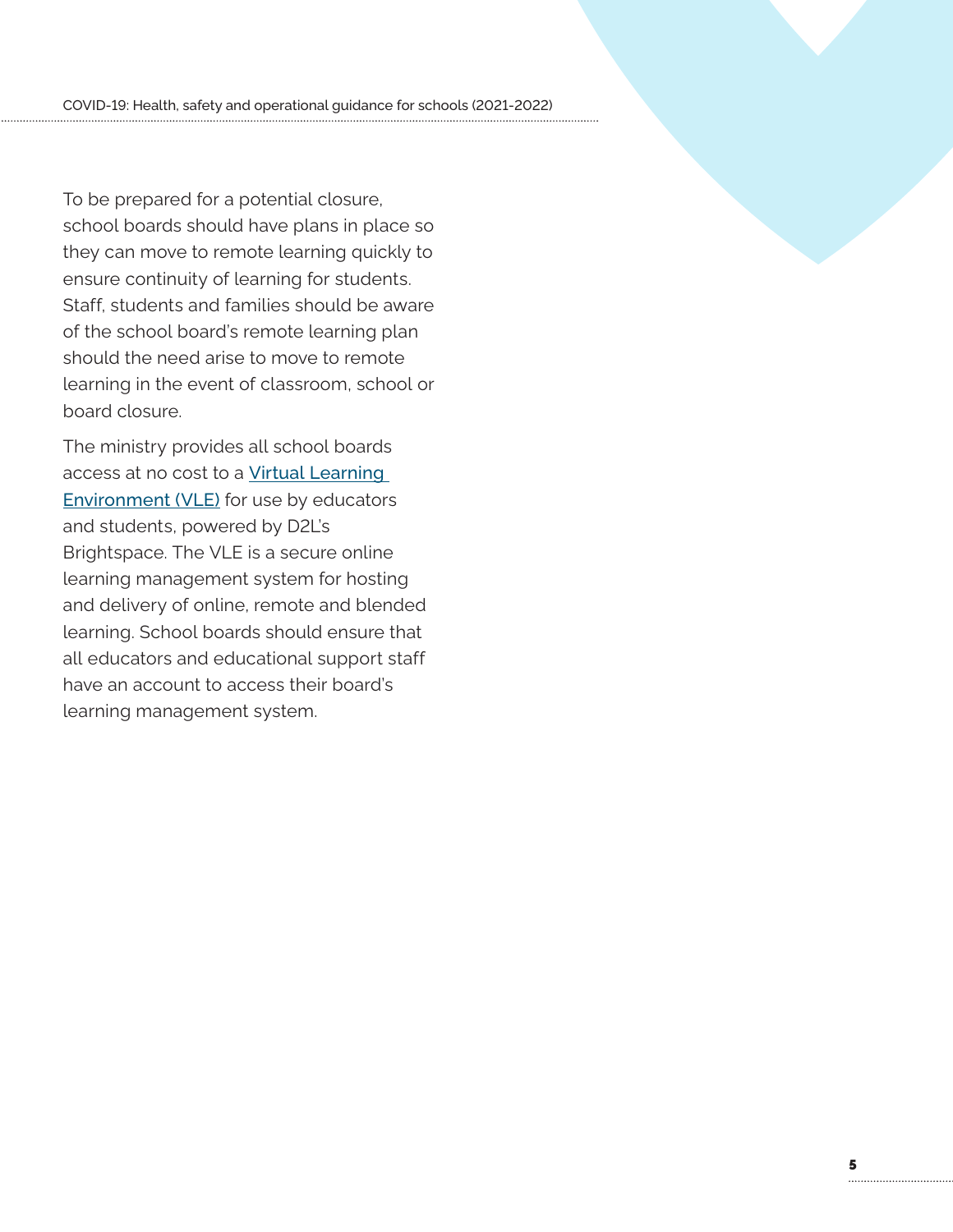To be prepared for a potential closure, school boards should have plans in place so they can move to remote learning quickly to ensure continuity of learning for students. Staff, students and families should be aware of the school board's remote learning plan should the need arise to move to remote learning in the event of classroom, school or board closure.

The ministry provides all school boards access at no cost to a Virtual Learning Environment (VLE) for use by educators and students, powered by D2L's Brightspace. The VLE is a secure online learning management system for hosting and delivery of online, remote and blended learning. School boards should ensure that all educators and educational support staff have an account to access their board's learning management system.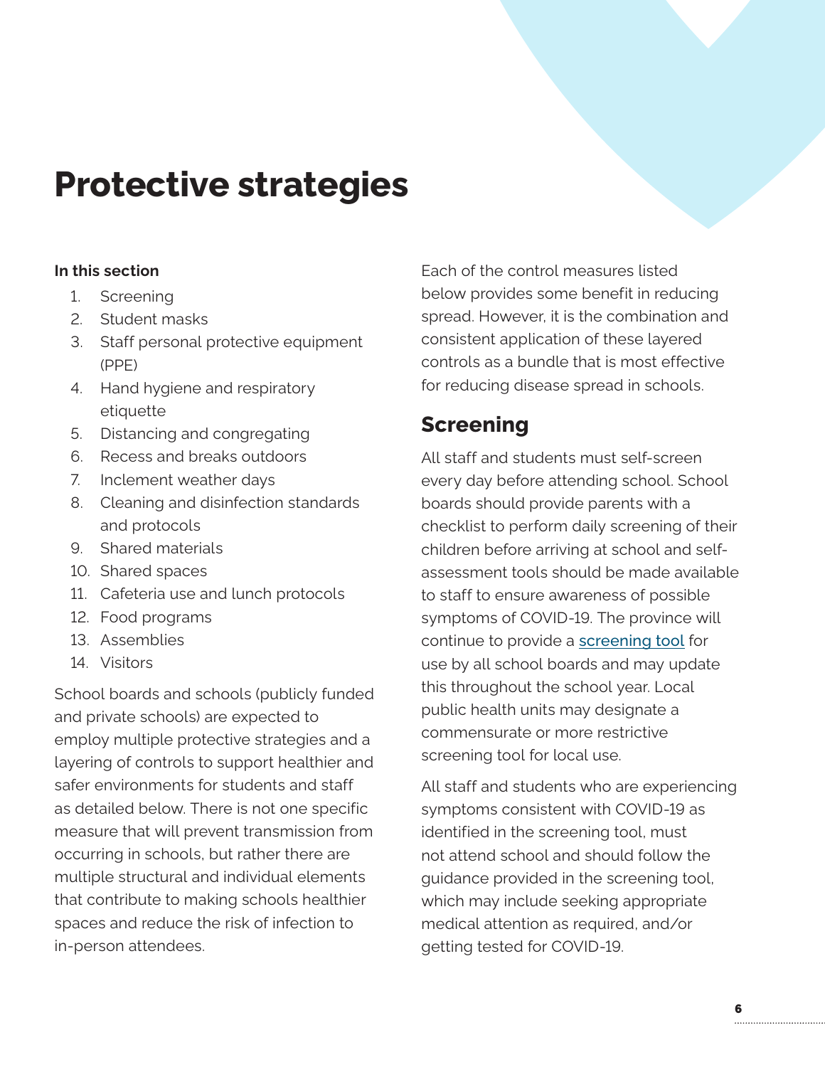# Protective strategies

**In this section**

1. Screening
2. Student masks
3. Staff personal protective equipment (PPE)
4. Hand hygiene and respiratory etiquette
5. Distancing and congregating
6. Recess and breaks outdoors
7. Inclement weather days
8. Cleaning and disinfection standards and protocols
9. Shared materials
10. Shared spaces
11. Cafeteria use and lunch protocols
12. Food programs
13. Assemblies
14. Visitors

School boards and schools (publicly funded and private schools) are expected to employ multiple protective strategies and a layering of controls to support healthier and safer environments for students and staff as detailed below. There is not one specific measure that will prevent transmission from occurring in schools, but rather there are multiple structural and individual elements that contribute to making schools healthier spaces and reduce the risk of infection to in-person attendees.

Each of the control measures listed below provides some benefit in reducing spread. However, it is the combination and consistent application of these layered controls as a bundle that is most effective for reducing disease spread in schools.

## Screening

All staff and students must self-screen every day before attending school. School boards should provide parents with a checklist to perform daily screening of their children before arriving at school and self-assessment tools should be made available to staff to ensure awareness of possible symptoms of COVID-19. The province will continue to provide a screening tool for use by all school boards and may update this throughout the school year. Local public health units may designate a commensurate or more restrictive screening tool for local use.

All staff and students who are experiencing symptoms consistent with COVID-19 as identified in the screening tool, must not attend school and should follow the guidance provided in the screening tool, which may include seeking appropriate medical attention as required, and/or getting tested for COVID-19.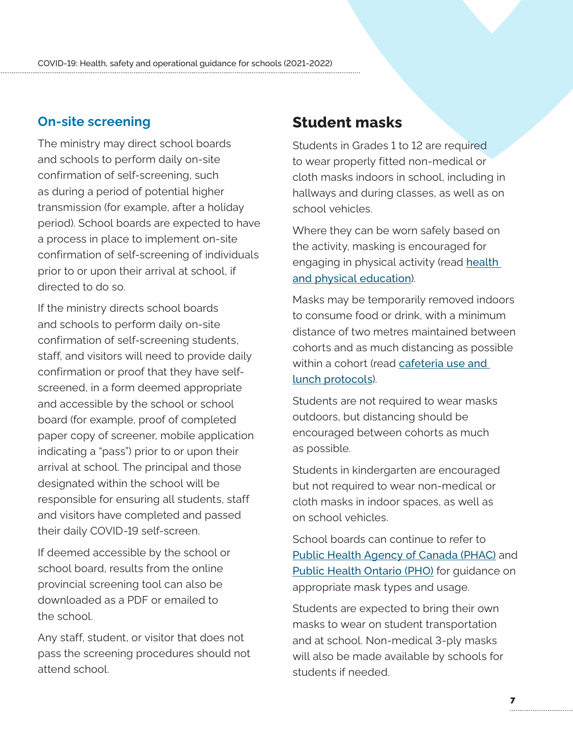## On-site screening

The ministry may direct school boards and schools to perform daily on-site confirmation of self-screening, such as during a period of potential higher transmission (for example, after a holiday period). School boards are expected to have a process in place to implement on-site confirmation of self-screening of individuals prior to or upon their arrival at school, if directed to do so.

If the ministry directs school boards and schools to perform daily on-site confirmation of self-screening students, staff, and visitors will need to provide daily confirmation or proof that they have self-screened, in a form deemed appropriate and accessible by the school or school board (for example, proof of completed paper copy of screener, mobile application indicating a "pass") prior to or upon their arrival at school. The principal and those designated within the school will be responsible for ensuring all students, staff and visitors have completed and passed their daily COVID-19 self-screen.

If deemed accessible by the school or school board, results from the online provincial screening tool can also be downloaded as a PDF or emailed to the school.

Any staff, student, or visitor that does not pass the screening procedures should not attend school.

# Student masks

Students in Grades 1 to 12 are required to wear properly fitted non-medical or cloth masks indoors in school, including in hallways and during classes, as well as on school vehicles.

Where they can be worn safely based on the activity, masking is encouraged for engaging in physical activity (read health and physical education).

Masks may be temporarily removed indoors to consume food or drink, with a minimum distance of two metres maintained between cohorts and as much distancing as possible within a cohort (read cafeteria use and lunch protocols).

Students are not required to wear masks outdoors, but distancing should be encouraged between cohorts as much as possible.

Students in kindergarten are encouraged but not required to wear non-medical or cloth masks in indoor spaces, as well as on school vehicles.

School boards can continue to refer to Public Health Agency of Canada (PHAC) and Public Health Ontario (PHO) for guidance on appropriate mask types and usage.

Students are expected to bring their own masks to wear on student transportation and at school. Non-medical 3-ply masks will also be made available by schools for students if needed.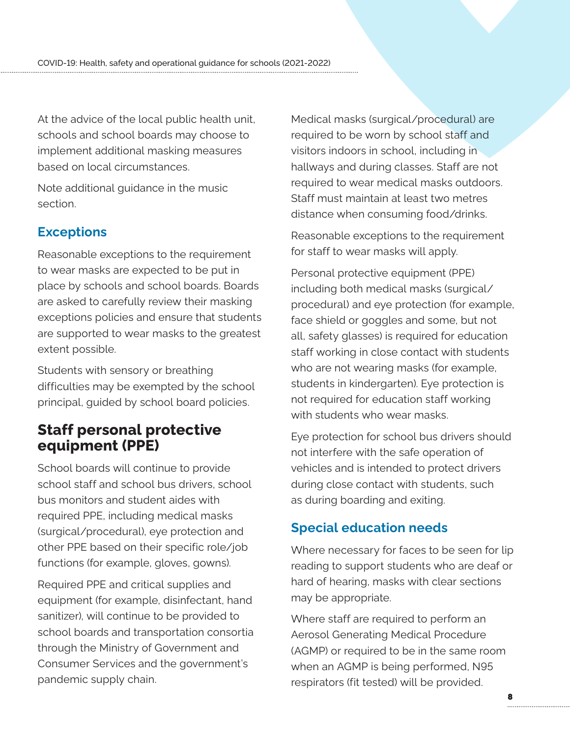At the advice of the local public health unit, schools and school boards may choose to implement additional masking measures based on local circumstances.

Note additional guidance in the music section.

### Exceptions

Reasonable exceptions to the requirement to wear masks are expected to be put in place by schools and school boards. Boards are asked to carefully review their masking exceptions policies and ensure that students are supported to wear masks to the greatest extent possible.

Students with sensory or breathing difficulties may be exempted by the school principal, guided by school board policies.

## Staff personal protective equipment (PPE)

School boards will continue to provide school staff and school bus drivers, school bus monitors and student aides with required PPE, including medical masks (surgical/procedural), eye protection and other PPE based on their specific role/job functions (for example, gloves, gowns).

Required PPE and critical supplies and equipment (for example, disinfectant, hand sanitizer), will continue to be provided to school boards and transportation consortia through the Ministry of Government and Consumer Services and the government's pandemic supply chain.

Medical masks (surgical/procedural) are required to be worn by school staff and visitors indoors in school, including in hallways and during classes. Staff are not required to wear medical masks outdoors. Staff must maintain at least two metres distance when consuming food/drinks.

Reasonable exceptions to the requirement for staff to wear masks will apply.

Personal protective equipment (PPE) including both medical masks (surgical/procedural) and eye protection (for example, face shield or goggles and some, but not all, safety glasses) is required for education staff working in close contact with students who are not wearing masks (for example, students in kindergarten). Eye protection is not required for education staff working with students who wear masks.

Eye protection for school bus drivers should not interfere with the safe operation of vehicles and is intended to protect drivers during close contact with students, such as during boarding and exiting.

### Special education needs

Where necessary for faces to be seen for lip reading to support students who are deaf or hard of hearing, masks with clear sections may be appropriate.

Where staff are required to perform an Aerosol Generating Medical Procedure (AGMP) or required to be in the same room when an AGMP is being performed, N95 respirators (fit tested) will be provided.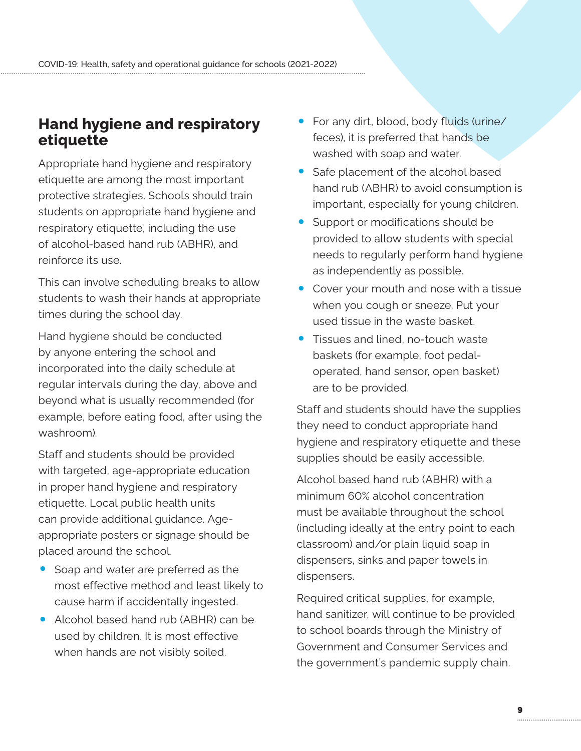## Hand hygiene and respiratory etiquette

Appropriate hand hygiene and respiratory etiquette are among the most important protective strategies. Schools should train students on appropriate hand hygiene and respiratory etiquette, including the use of alcohol-based hand rub (ABHR), and reinforce its use.

This can involve scheduling breaks to allow students to wash their hands at appropriate times during the school day.

Hand hygiene should be conducted by anyone entering the school and incorporated into the daily schedule at regular intervals during the day, above and beyond what is usually recommended (for example, before eating food, after using the washroom).

Staff and students should be provided with targeted, age-appropriate education in proper hand hygiene and respiratory etiquette. Local public health units can provide additional guidance. Age-appropriate posters or signage should be placed around the school.

- Soap and water are preferred as the most effective method and least likely to cause harm if accidentally ingested.
- Alcohol based hand rub (ABHR) can be used by children. It is most effective when hands are not visibly soiled.
- For any dirt, blood, body fluids (urine/feces), it is preferred that hands be washed with soap and water.
- Safe placement of the alcohol based hand rub (ABHR) to avoid consumption is important, especially for young children.
- Support or modifications should be provided to allow students with special needs to regularly perform hand hygiene as independently as possible.
- Cover your mouth and nose with a tissue when you cough or sneeze. Put your used tissue in the waste basket.
- Tissues and lined, no-touch waste baskets (for example, foot pedal-operated, hand sensor, open basket) are to be provided.

Staff and students should have the supplies they need to conduct appropriate hand hygiene and respiratory etiquette and these supplies should be easily accessible.

Alcohol based hand rub (ABHR) with a minimum 60% alcohol concentration must be available throughout the school (including ideally at the entry point to each classroom) and/or plain liquid soap in dispensers, sinks and paper towels in dispensers.

Required critical supplies, for example, hand sanitizer, will continue to be provided to school boards through the Ministry of Government and Consumer Services and the government's pandemic supply chain.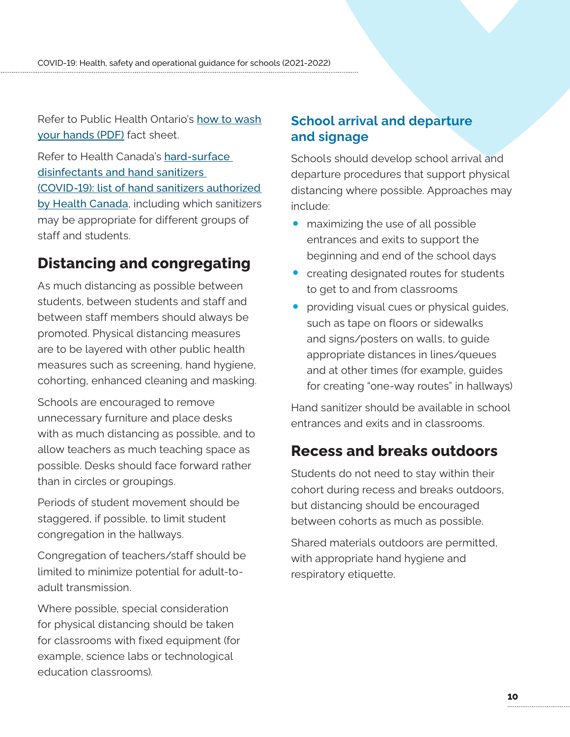Refer to Public Health Ontario's how to wash your hands (PDF) fact sheet.

Refer to Health Canada's hard-surface disinfectants and hand sanitizers (COVID-19): list of hand sanitizers authorized by Health Canada, including which sanitizers may be appropriate for different groups of staff and students.

## Distancing and congregating

As much distancing as possible between students, between students and staff and between staff members should always be promoted. Physical distancing measures are to be layered with other public health measures such as screening, hand hygiene, cohorting, enhanced cleaning and masking.

Schools are encouraged to remove unnecessary furniture and place desks with as much distancing as possible, and to allow teachers as much teaching space as possible. Desks should face forward rather than in circles or groupings.

Periods of student movement should be staggered, if possible, to limit student congregation in the hallways.

Congregation of teachers/staff should be limited to minimize potential for adult-to-adult transmission.

Where possible, special consideration for physical distancing should be taken for classrooms with fixed equipment (for example, science labs or technological education classrooms).

### School arrival and departure and signage

Schools should develop school arrival and departure procedures that support physical distancing where possible. Approaches may include:

- maximizing the use of all possible entrances and exits to support the beginning and end of the school days
- creating designated routes for students to get to and from classrooms
- providing visual cues or physical guides, such as tape on floors or sidewalks and signs/posters on walls, to guide appropriate distances in lines/queues and at other times (for example, guides for creating "one-way routes" in hallways)

Hand sanitizer should be available in school entrances and exits and in classrooms.

## Recess and breaks outdoors

Students do not need to stay within their cohort during recess and breaks outdoors, but distancing should be encouraged between cohorts as much as possible.

Shared materials outdoors are permitted, with appropriate hand hygiene and respiratory etiquette.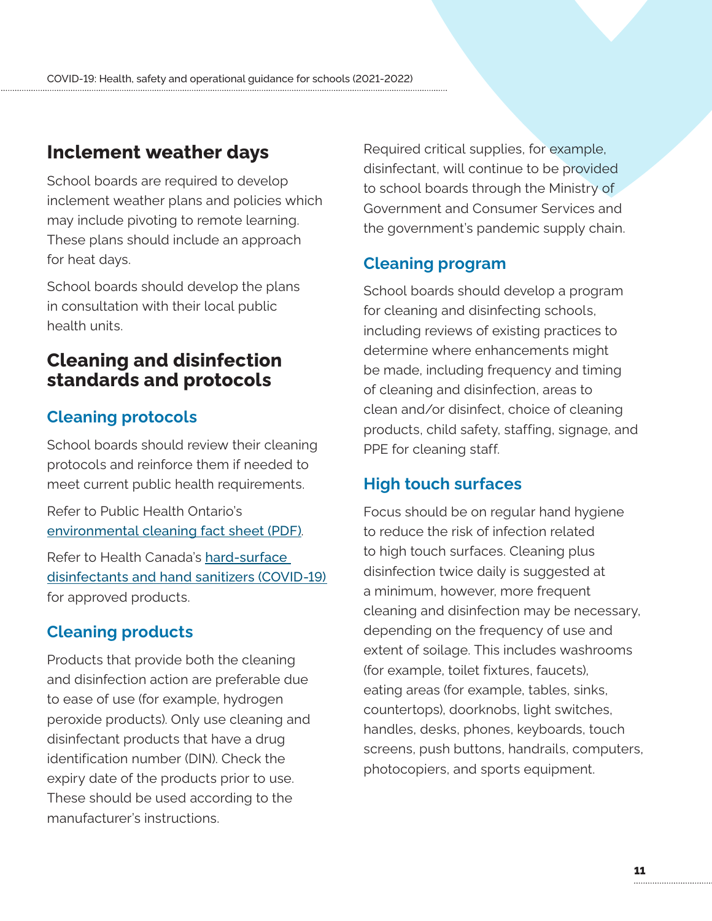## Inclement weather days

School boards are required to develop inclement weather plans and policies which may include pivoting to remote learning. These plans should include an approach for heat days.

School boards should develop the plans in consultation with their local public health units.

## Cleaning and disinfection standards and protocols

### Cleaning protocols

School boards should review their cleaning protocols and reinforce them if needed to meet current public health requirements.

Refer to Public Health Ontario's environmental cleaning fact sheet (PDF).

Refer to Health Canada's hard-surface disinfectants and hand sanitizers (COVID-19) for approved products.

### Cleaning products

Products that provide both the cleaning and disinfection action are preferable due to ease of use (for example, hydrogen peroxide products). Only use cleaning and disinfectant products that have a drug identification number (DIN). Check the expiry date of the products prior to use. These should be used according to the manufacturer's instructions.

Required critical supplies, for example, disinfectant, will continue to be provided to school boards through the Ministry of Government and Consumer Services and the government's pandemic supply chain.

### Cleaning program

School boards should develop a program for cleaning and disinfecting schools, including reviews of existing practices to determine where enhancements might be made, including frequency and timing of cleaning and disinfection, areas to clean and/or disinfect, choice of cleaning products, child safety, staffing, signage, and PPE for cleaning staff.

### High touch surfaces

Focus should be on regular hand hygiene to reduce the risk of infection related to high touch surfaces. Cleaning plus disinfection twice daily is suggested at a minimum, however, more frequent cleaning and disinfection may be necessary, depending on the frequency of use and extent of soilage. This includes washrooms (for example, toilet fixtures, faucets), eating areas (for example, tables, sinks, countertops), doorknobs, light switches, handles, desks, phones, keyboards, touch screens, push buttons, handrails, computers, photocopiers, and sports equipment.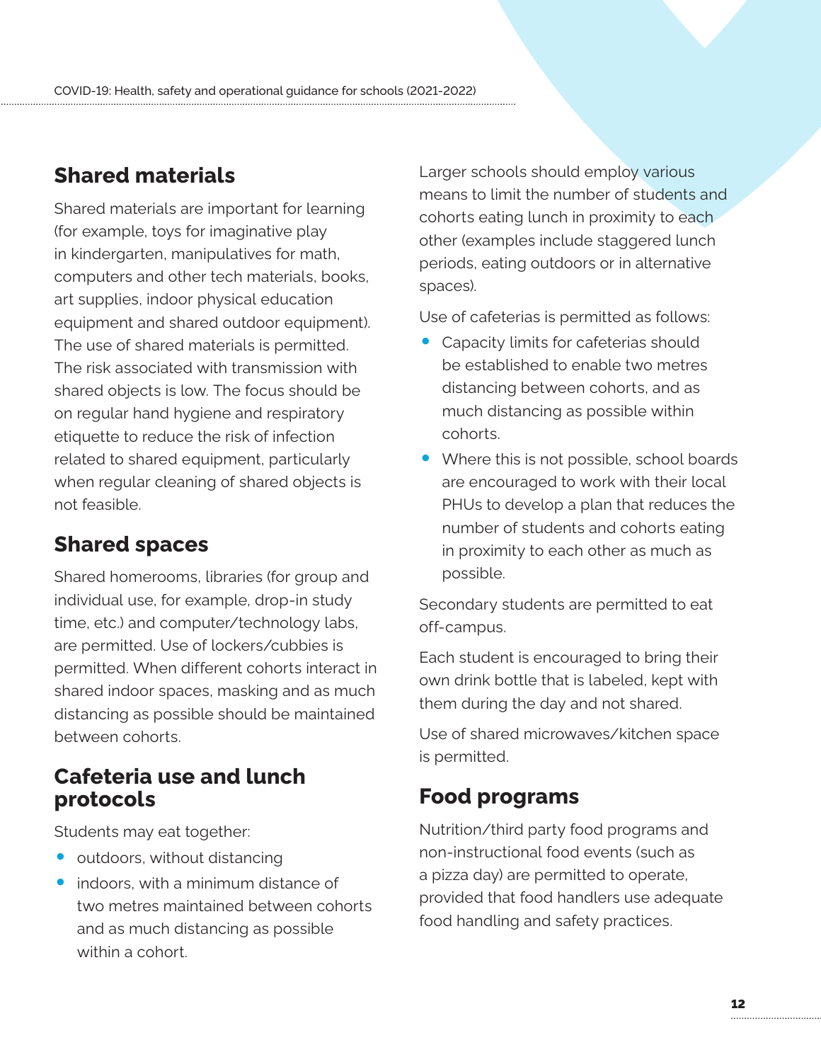## Shared materials

Shared materials are important for learning (for example, toys for imaginative play in kindergarten, manipulatives for math, computers and other tech materials, books, art supplies, indoor physical education equipment and shared outdoor equipment). The use of shared materials is permitted. The risk associated with transmission with shared objects is low. The focus should be on regular hand hygiene and respiratory etiquette to reduce the risk of infection related to shared equipment, particularly when regular cleaning of shared objects is not feasible.

## Shared spaces

Shared homerooms, libraries (for group and individual use, for example, drop-in study time, etc.) and computer/technology labs, are permitted. Use of lockers/cubbies is permitted. When different cohorts interact in shared indoor spaces, masking and as much distancing as possible should be maintained between cohorts.

## Cafeteria use and lunch protocols

Students may eat together:

- outdoors, without distancing
- indoors, with a minimum distance of two metres maintained between cohorts and as much distancing as possible within a cohort.

Larger schools should employ various means to limit the number of students and cohorts eating lunch in proximity to each other (examples include staggered lunch periods, eating outdoors or in alternative spaces).

Use of cafeterias is permitted as follows:

- Capacity limits for cafeterias should be established to enable two metres distancing between cohorts, and as much distancing as possible within cohorts.
- Where this is not possible, school boards are encouraged to work with their local PHUs to develop a plan that reduces the number of students and cohorts eating in proximity to each other as much as possible.

Secondary students are permitted to eat off-campus.

Each student is encouraged to bring their own drink bottle that is labeled, kept with them during the day and not shared.

Use of shared microwaves/kitchen space is permitted.

## Food programs

Nutrition/third party food programs and non-instructional food events (such as a pizza day) are permitted to operate, provided that food handlers use adequate food handling and safety practices.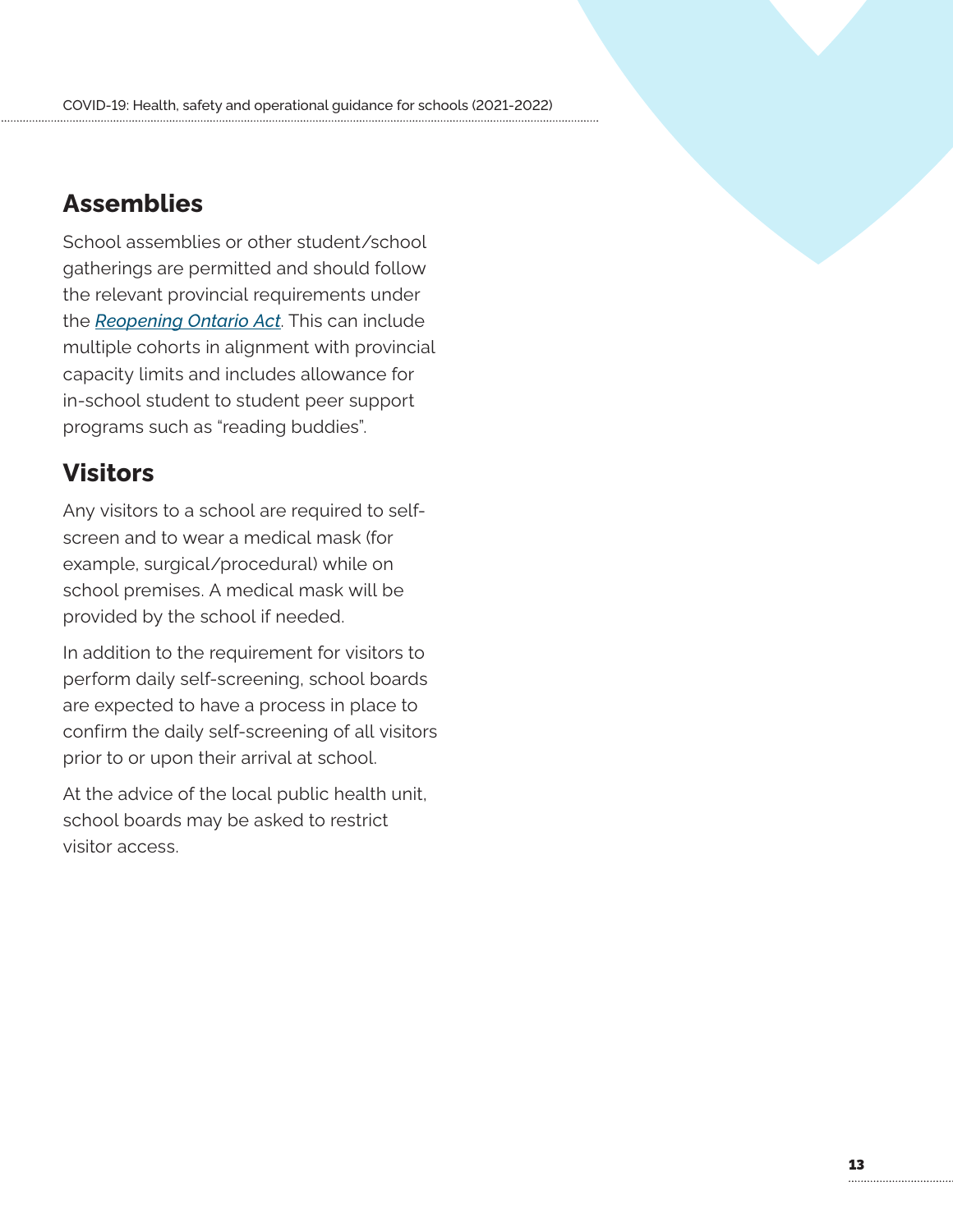## Assemblies

School assemblies or other student/school gatherings are permitted and should follow the relevant provincial requirements under the *Reopening Ontario Act*. This can include multiple cohorts in alignment with provincial capacity limits and includes allowance for in-school student to student peer support programs such as "reading buddies".

## Visitors

Any visitors to a school are required to self-screen and to wear a medical mask (for example, surgical/procedural) while on school premises. A medical mask will be provided by the school if needed.

In addition to the requirement for visitors to perform daily self-screening, school boards are expected to have a process in place to confirm the daily self-screening of all visitors prior to or upon their arrival at school.

At the advice of the local public health unit, school boards may be asked to restrict visitor access.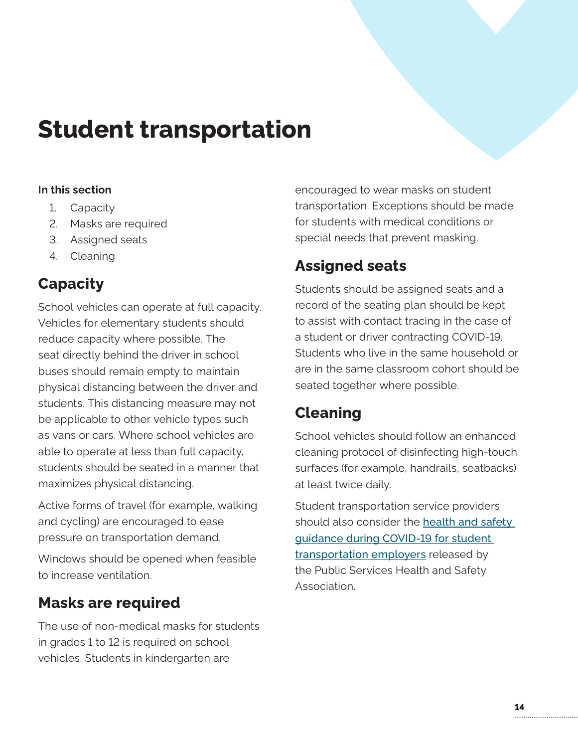# Student transportation

**In this section**

1. Capacity
2. Masks are required
3. Assigned seats
4. Cleaning

## Capacity

School vehicles can operate at full capacity. Vehicles for elementary students should reduce capacity where possible. The seat directly behind the driver in school buses should remain empty to maintain physical distancing between the driver and students. This distancing measure may not be applicable to other vehicle types such as vans or cars. Where school vehicles are able to operate at less than full capacity, students should be seated in a manner that maximizes physical distancing.

Active forms of travel (for example, walking and cycling) are encouraged to ease pressure on transportation demand.

Windows should be opened when feasible to increase ventilation.

## Masks are required

The use of non-medical masks for students in grades 1 to 12 is required on school vehicles. Students in kindergarten are encouraged to wear masks on student transportation. Exceptions should be made for students with medical conditions or special needs that prevent masking.

## Assigned seats

Students should be assigned seats and a record of the seating plan should be kept to assist with contact tracing in the case of a student or driver contracting COVID-19. Students who live in the same household or are in the same classroom cohort should be seated together where possible.

## Cleaning

School vehicles should follow an enhanced cleaning protocol of disinfecting high-touch surfaces (for example, handrails, seatbacks) at least twice daily.

Student transportation service providers should also consider the health and safety guidance during COVID-19 for student transportation employers released by the Public Services Health and Safety Association.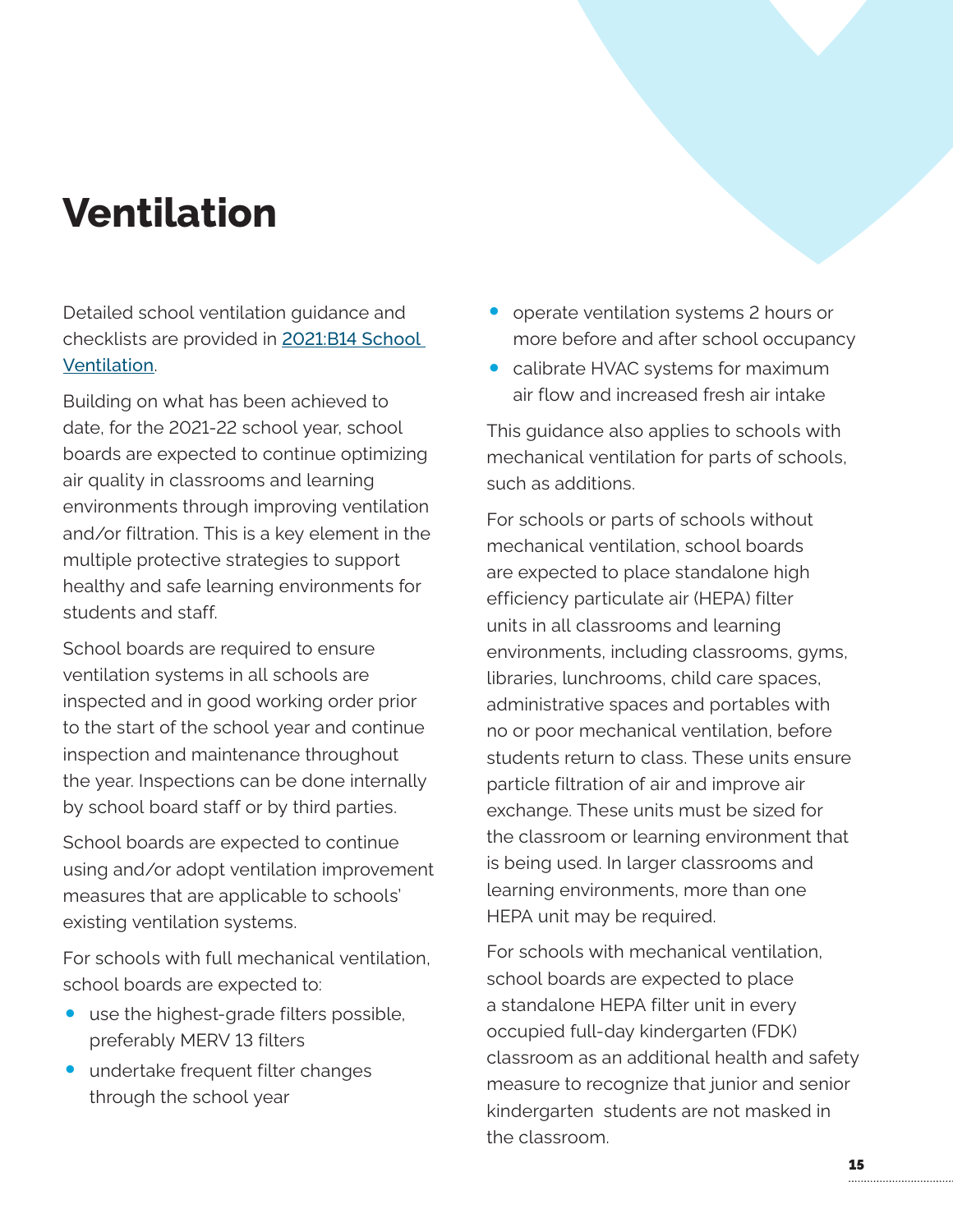# Ventilation

Detailed school ventilation guidance and checklists are provided in [2021:B14 School Ventilation](2021:B14 School Ventilation).

Building on what has been achieved to date, for the 2021-22 school year, school boards are expected to continue optimizing air quality in classrooms and learning environments through improving ventilation and/or filtration. This is a key element in the multiple protective strategies to support healthy and safe learning environments for students and staff.

School boards are required to ensure ventilation systems in all schools are inspected and in good working order prior to the start of the school year and continue inspection and maintenance throughout the year. Inspections can be done internally by school board staff or by third parties.

School boards are expected to continue using and/or adopt ventilation improvement measures that are applicable to schools' existing ventilation systems.

For schools with full mechanical ventilation, school boards are expected to:

- use the highest-grade filters possible, preferably MERV 13 filters
- undertake frequent filter changes through the school year
- operate ventilation systems 2 hours or more before and after school occupancy
- calibrate HVAC systems for maximum air flow and increased fresh air intake

This guidance also applies to schools with mechanical ventilation for parts of schools, such as additions.

For schools or parts of schools without mechanical ventilation, school boards are expected to place standalone high efficiency particulate air (HEPA) filter units in all classrooms and learning environments, including classrooms, gyms, libraries, lunchrooms, child care spaces, administrative spaces and portables with no or poor mechanical ventilation, before students return to class. These units ensure particle filtration of air and improve air exchange. These units must be sized for the classroom or learning environment that is being used. In larger classrooms and learning environments, more than one HEPA unit may be required.

For schools with mechanical ventilation, school boards are expected to place a standalone HEPA filter unit in every occupied full-day kindergarten (FDK) classroom as an additional health and safety measure to recognize that junior and senior kindergarten students are not masked in the classroom.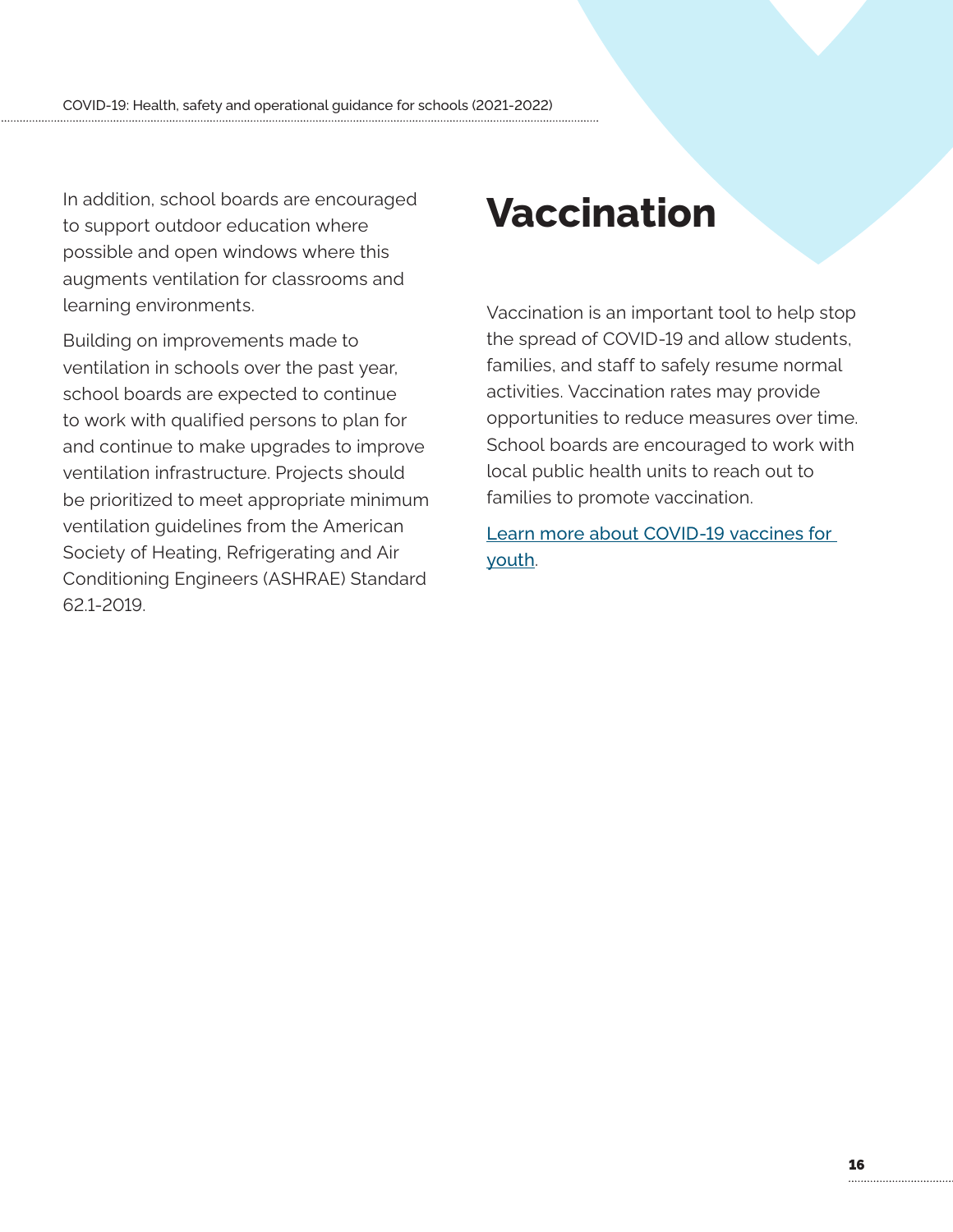In addition, school boards are encouraged to support outdoor education where possible and open windows where this augments ventilation for classrooms and learning environments.

Building on improvements made to ventilation in schools over the past year, school boards are expected to continue to work with qualified persons to plan for and continue to make upgrades to improve ventilation infrastructure. Projects should be prioritized to meet appropriate minimum ventilation guidelines from the American Society of Heating, Refrigerating and Air Conditioning Engineers (ASHRAE) Standard 62.1-2019.

# Vaccination

Vaccination is an important tool to help stop the spread of COVID-19 and allow students, families, and staff to safely resume normal activities. Vaccination rates may provide opportunities to reduce measures over time. School boards are encouraged to work with local public health units to reach out to families to promote vaccination.

Learn more about COVID-19 vaccines for youth.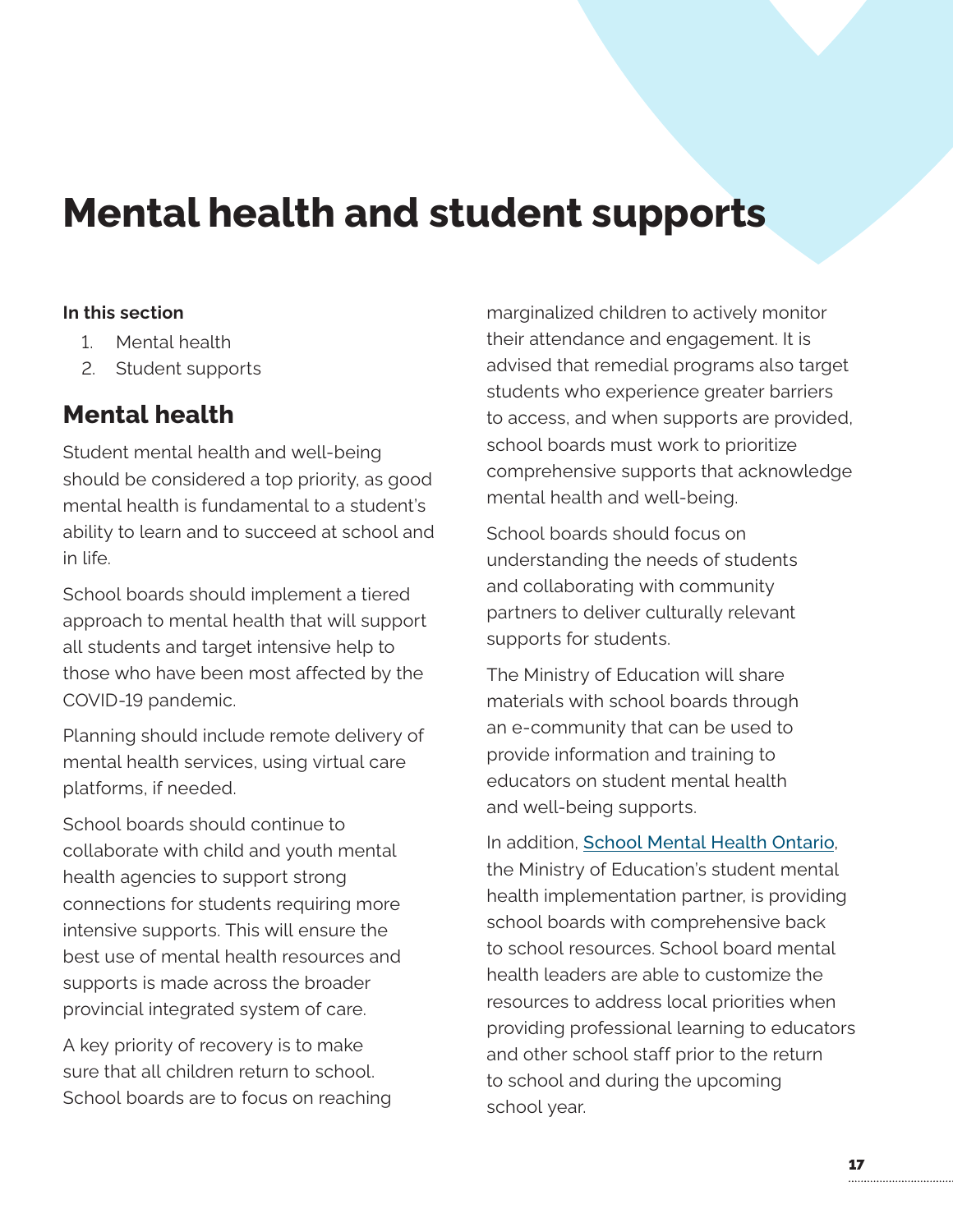# Mental health and student supports

**In this section**

1. Mental health
2. Student supports

## Mental health

Student mental health and well-being should be considered a top priority, as good mental health is fundamental to a student's ability to learn and to succeed at school and in life.

School boards should implement a tiered approach to mental health that will support all students and target intensive help to those who have been most affected by the COVID-19 pandemic.

Planning should include remote delivery of mental health services, using virtual care platforms, if needed.

School boards should continue to collaborate with child and youth mental health agencies to support strong connections for students requiring more intensive supports. This will ensure the best use of mental health resources and supports is made across the broader provincial integrated system of care.

A key priority of recovery is to make sure that all children return to school. School boards are to focus on reaching marginalized children to actively monitor their attendance and engagement. It is advised that remedial programs also target students who experience greater barriers to access, and when supports are provided, school boards must work to prioritize comprehensive supports that acknowledge mental health and well-being.

School boards should focus on understanding the needs of students and collaborating with community partners to deliver culturally relevant supports for students.

The Ministry of Education will share materials with school boards through an e-community that can be used to provide information and training to educators on student mental health and well-being supports.

In addition, School Mental Health Ontario, the Ministry of Education's student mental health implementation partner, is providing school boards with comprehensive back to school resources. School board mental health leaders are able to customize the resources to address local priorities when providing professional learning to educators and other school staff prior to the return to school and during the upcoming school year.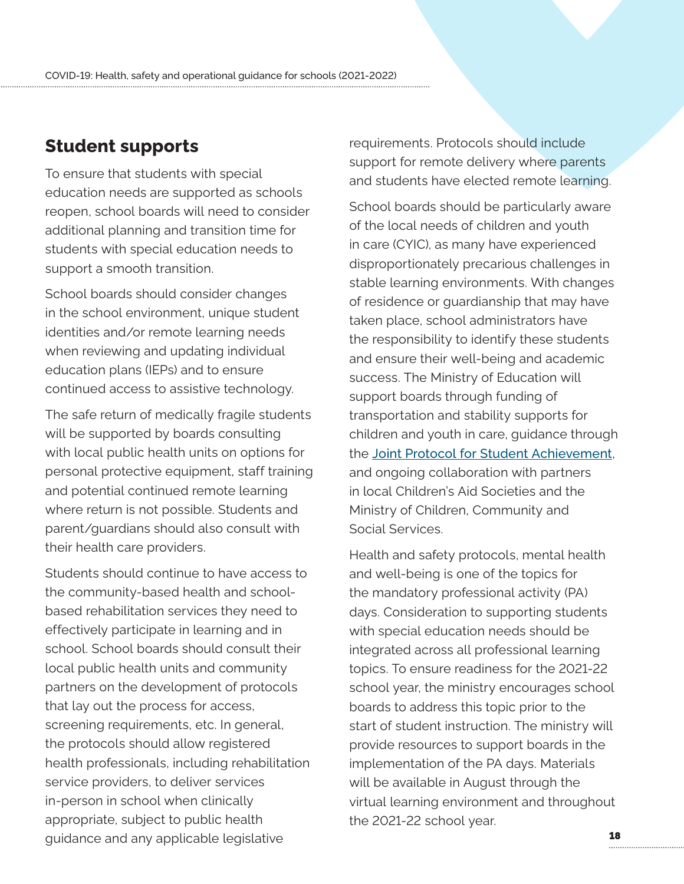## Student supports

To ensure that students with special education needs are supported as schools reopen, school boards will need to consider additional planning and transition time for students with special education needs to support a smooth transition.

School boards should consider changes in the school environment, unique student identities and/or remote learning needs when reviewing and updating individual education plans (IEPs) and to ensure continued access to assistive technology.

The safe return of medically fragile students will be supported by boards consulting with local public health units on options for personal protective equipment, staff training and potential continued remote learning where return is not possible. Students and parent/guardians should also consult with their health care providers.

Students should continue to have access to the community-based health and school-based rehabilitation services they need to effectively participate in learning and in school. School boards should consult their local public health units and community partners on the development of protocols that lay out the process for access, screening requirements, etc. In general, the protocols should allow registered health professionals, including rehabilitation service providers, to deliver services in-person in school when clinically appropriate, subject to public health guidance and any applicable legislative requirements. Protocols should include support for remote delivery where parents and students have elected remote learning.

School boards should be particularly aware of the local needs of children and youth in care (CYIC), as many have experienced disproportionately precarious challenges in stable learning environments. With changes of residence or guardianship that may have taken place, school administrators have the responsibility to identify these students and ensure their well-being and academic success. The Ministry of Education will support boards through funding of transportation and stability supports for children and youth in care, guidance through the Joint Protocol for Student Achievement, and ongoing collaboration with partners in local Children's Aid Societies and the Ministry of Children, Community and Social Services.

Health and safety protocols, mental health and well-being is one of the topics for the mandatory professional activity (PA) days. Consideration to supporting students with special education needs should be integrated across all professional learning topics. To ensure readiness for the 2021-22 school year, the ministry encourages school boards to address this topic prior to the start of student instruction. The ministry will provide resources to support boards in the implementation of the PA days. Materials will be available in August through the virtual learning environment and throughout the 2021-22 school year.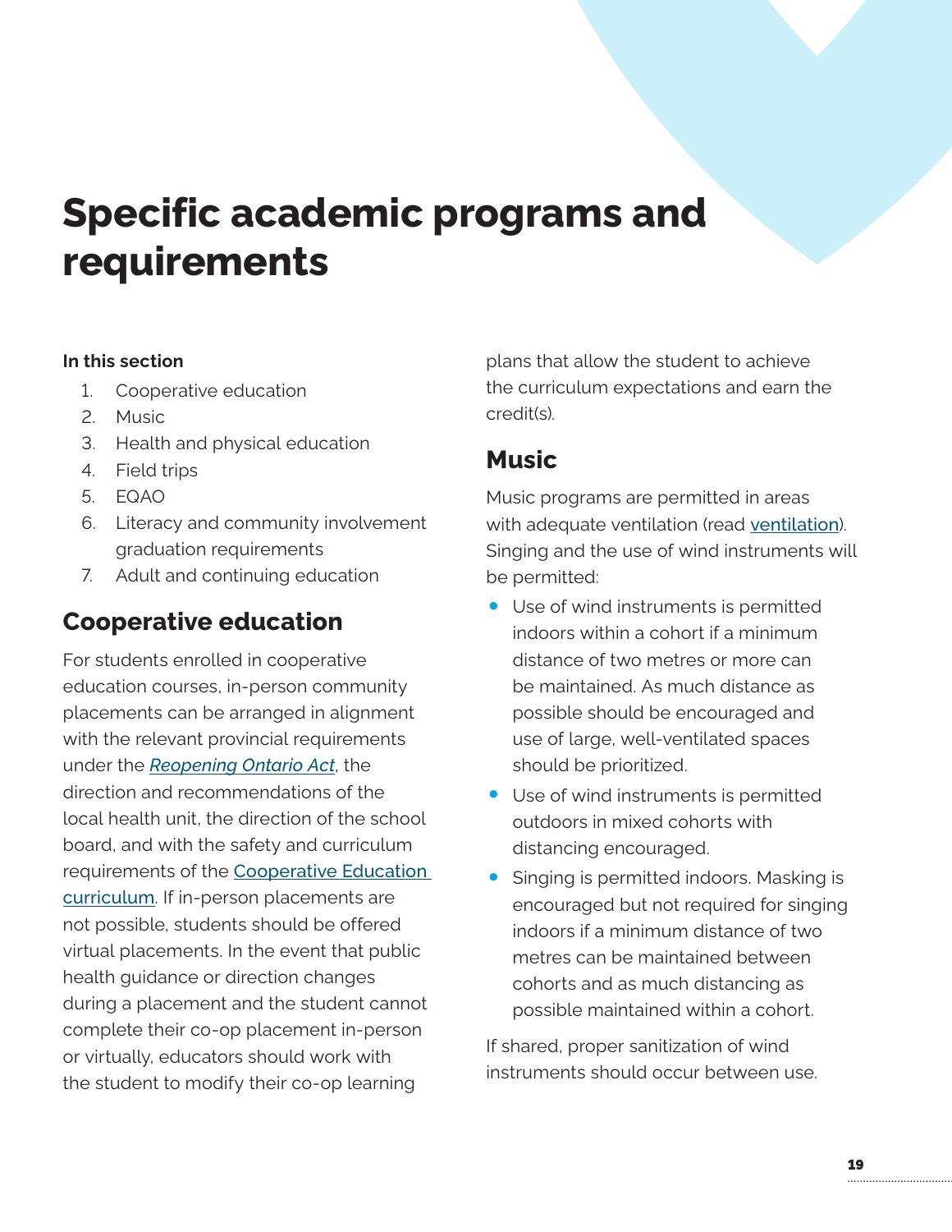# Specific academic programs and requirements

**In this section**

1. Cooperative education
2. Music
3. Health and physical education
4. Field trips
5. EQAO
6. Literacy and community involvement graduation requirements
7. Adult and continuing education

## Cooperative education

For students enrolled in cooperative education courses, in-person community placements can be arranged in alignment with the relevant provincial requirements under the *Reopening Ontario Act*, the direction and recommendations of the local health unit, the direction of the school board, and with the safety and curriculum requirements of the Cooperative Education curriculum. If in-person placements are not possible, students should be offered virtual placements. In the event that public health guidance or direction changes during a placement and the student cannot complete their co-op placement in-person or virtually, educators should work with the student to modify their co-op learning plans that allow the student to achieve the curriculum expectations and earn the credit(s).

## Music

Music programs are permitted in areas with adequate ventilation (read ventilation). Singing and the use of wind instruments will be permitted:

- Use of wind instruments is permitted indoors within a cohort if a minimum distance of two metres or more can be maintained. As much distance as possible should be encouraged and use of large, well-ventilated spaces should be prioritized.
- Use of wind instruments is permitted outdoors in mixed cohorts with distancing encouraged.
- Singing is permitted indoors. Masking is encouraged but not required for singing indoors if a minimum distance of two metres can be maintained between cohorts and as much distancing as possible maintained within a cohort.

If shared, proper sanitization of wind instruments should occur between use.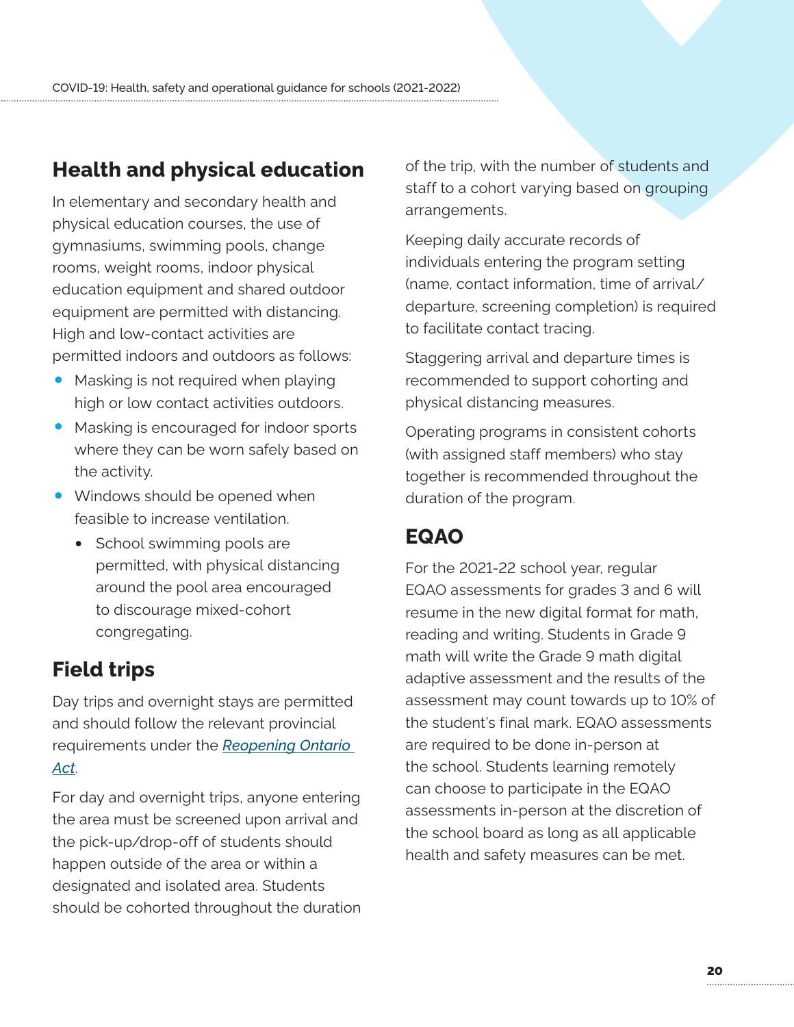## Health and physical education

In elementary and secondary health and physical education courses, the use of gymnasiums, swimming pools, change rooms, weight rooms, indoor physical education equipment and shared outdoor equipment are permitted with distancing. High and low-contact activities are permitted indoors and outdoors as follows:

- Masking is not required when playing high or low contact activities outdoors.
- Masking is encouraged for indoor sports where they can be worn safely based on the activity.
- Windows should be opened when feasible to increase ventilation.
  - School swimming pools are permitted, with physical distancing around the pool area encouraged to discourage mixed-cohort congregating.

## Field trips

Day trips and overnight stays are permitted and should follow the relevant provincial requirements under the *Reopening Ontario Act*.

For day and overnight trips, anyone entering the area must be screened upon arrival and the pick-up/drop-off of students should happen outside of the area or within a designated and isolated area. Students should be cohorted throughout the duration of the trip, with the number of students and staff to a cohort varying based on grouping arrangements.

Keeping daily accurate records of individuals entering the program setting (name, contact information, time of arrival/departure, screening completion) is required to facilitate contact tracing.

Staggering arrival and departure times is recommended to support cohorting and physical distancing measures.

Operating programs in consistent cohorts (with assigned staff members) who stay together is recommended throughout the duration of the program.

## EQAO

For the 2021-22 school year, regular EQAO assessments for grades 3 and 6 will resume in the new digital format for math, reading and writing. Students in Grade 9 math will write the Grade 9 math digital adaptive assessment and the results of the assessment may count towards up to 10% of the student's final mark. EQAO assessments are required to be done in-person at the school. Students learning remotely can choose to participate in the EQAO assessments in-person at the discretion of the school board as long as all applicable health and safety measures can be met.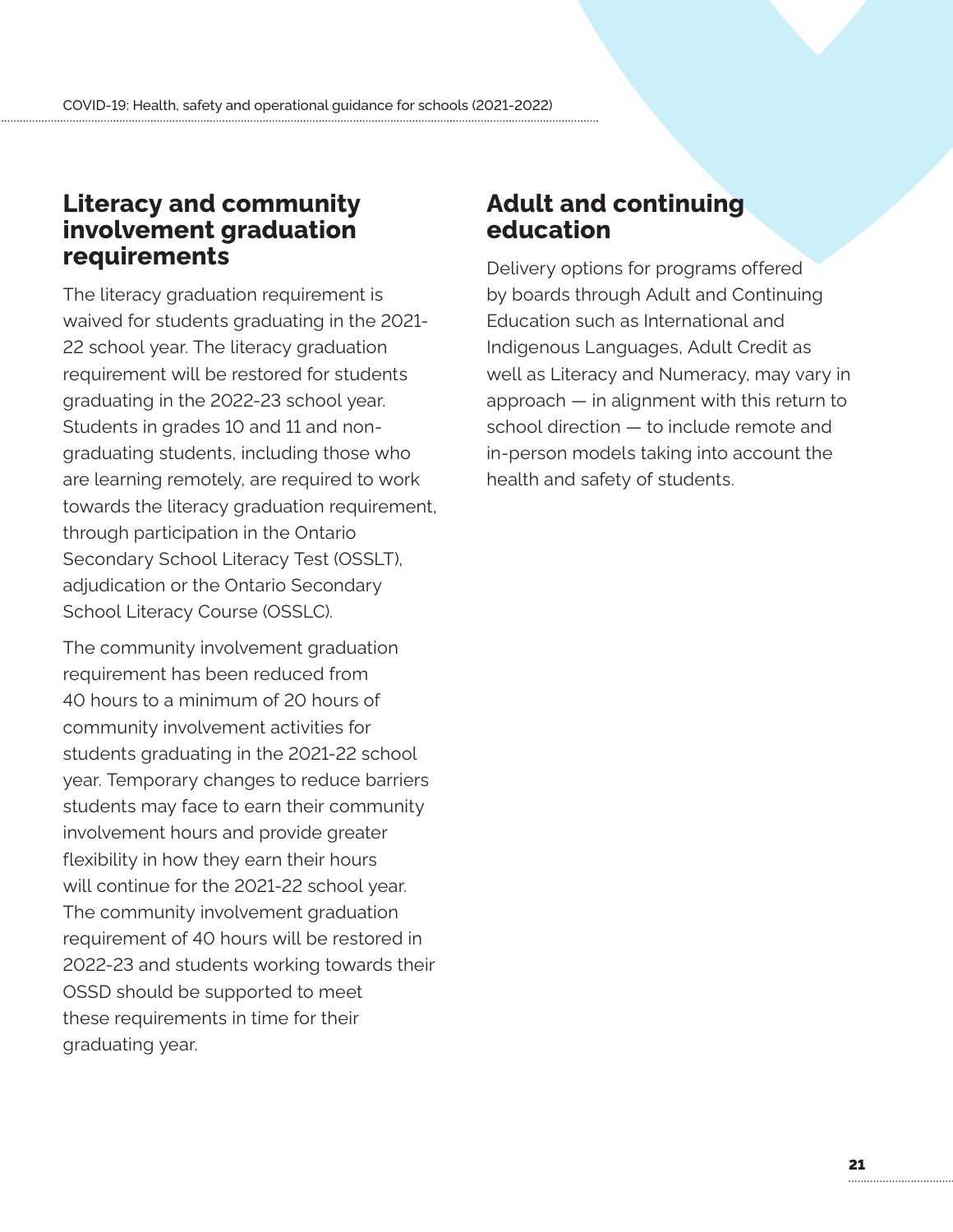## Literacy and community involvement graduation requirements

The literacy graduation requirement is waived for students graduating in the 2021-22 school year. The literacy graduation requirement will be restored for students graduating in the 2022-23 school year. Students in grades 10 and 11 and non-graduating students, including those who are learning remotely, are required to work towards the literacy graduation requirement, through participation in the Ontario Secondary School Literacy Test (OSSLT), adjudication or the Ontario Secondary School Literacy Course (OSSLC).

The community involvement graduation requirement has been reduced from 40 hours to a minimum of 20 hours of community involvement activities for students graduating in the 2021-22 school year. Temporary changes to reduce barriers students may face to earn their community involvement hours and provide greater flexibility in how they earn their hours will continue for the 2021-22 school year. The community involvement graduation requirement of 40 hours will be restored in 2022-23 and students working towards their OSSD should be supported to meet these requirements in time for their graduating year.

## Adult and continuing education

Delivery options for programs offered by boards through Adult and Continuing Education such as International and Indigenous Languages, Adult Credit as well as Literacy and Numeracy, may vary in approach — in alignment with this return to school direction — to include remote and in-person models taking into account the health and safety of students.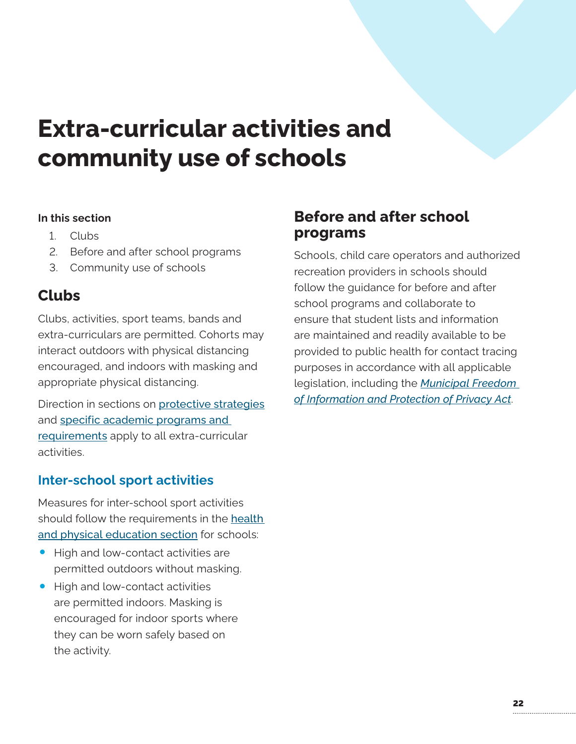# Extra-curricular activities and community use of schools

**In this section**

1. Clubs
2. Before and after school programs
3. Community use of schools

## Clubs

Clubs, activities, sport teams, bands and extra-curriculars are permitted. Cohorts may interact outdoors with physical distancing encouraged, and indoors with masking and appropriate physical distancing.

Direction in sections on protective strategies and specific academic programs and requirements apply to all extra-curricular activities.

### Inter-school sport activities

Measures for inter-school sport activities should follow the requirements in the health and physical education section for schools:

- High and low-contact activities are permitted outdoors without masking.
- High and low-contact activities are permitted indoors. Masking is encouraged for indoor sports where they can be worn safely based on the activity.

## Before and after school programs

Schools, child care operators and authorized recreation providers in schools should follow the guidance for before and after school programs and collaborate to ensure that student lists and information are maintained and readily available to be provided to public health for contact tracing purposes in accordance with all applicable legislation, including the *Municipal Freedom of Information and Protection of Privacy Act*.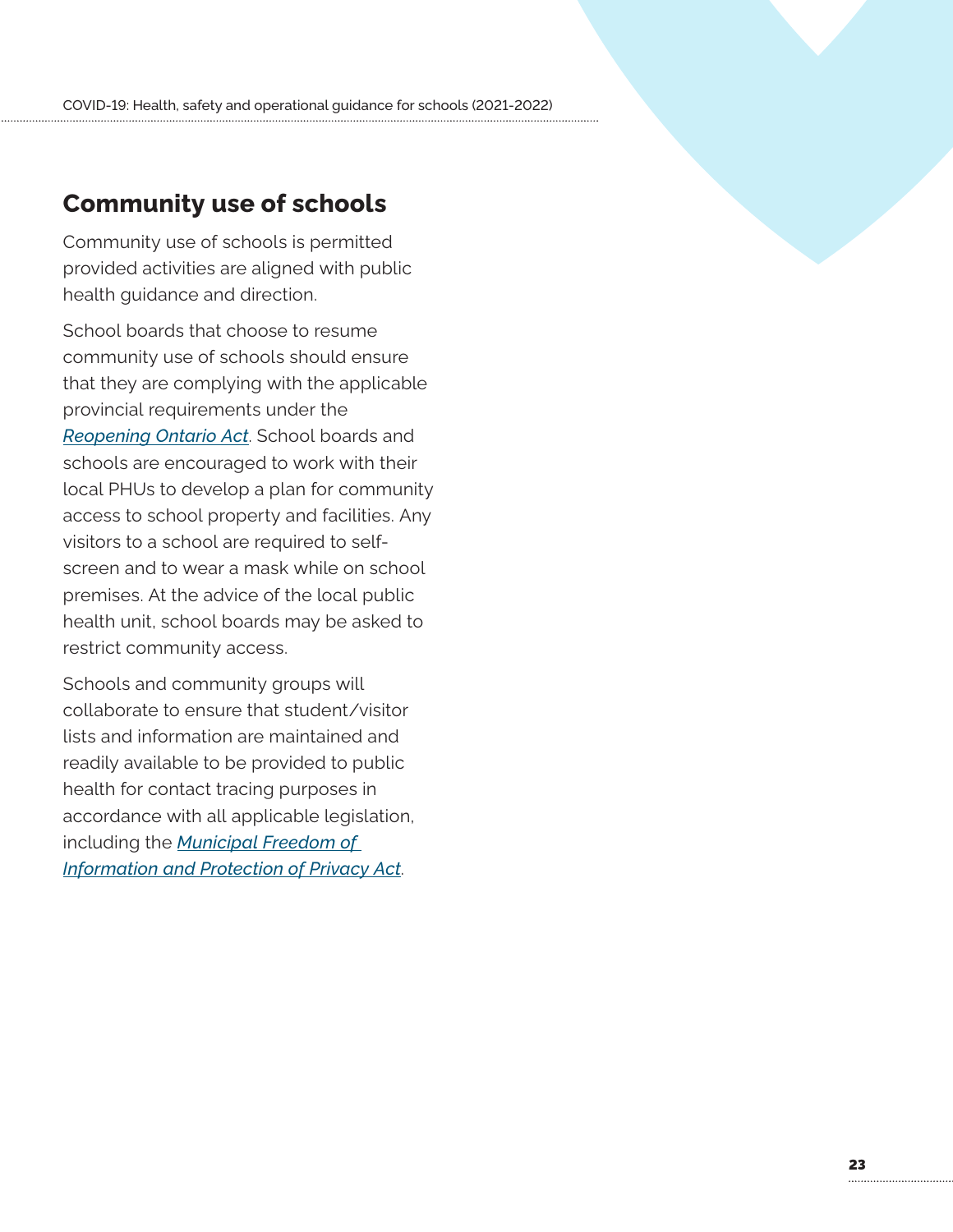## Community use of schools

Community use of schools is permitted provided activities are aligned with public health guidance and direction.

School boards that choose to resume community use of schools should ensure that they are complying with the applicable provincial requirements under the *Reopening Ontario Act*. School boards and schools are encouraged to work with their local PHUs to develop a plan for community access to school property and facilities. Any visitors to a school are required to self-screen and to wear a mask while on school premises. At the advice of the local public health unit, school boards may be asked to restrict community access.

Schools and community groups will collaborate to ensure that student/visitor lists and information are maintained and readily available to be provided to public health for contact tracing purposes in accordance with all applicable legislation, including the *Municipal Freedom of Information and Protection of Privacy Act*.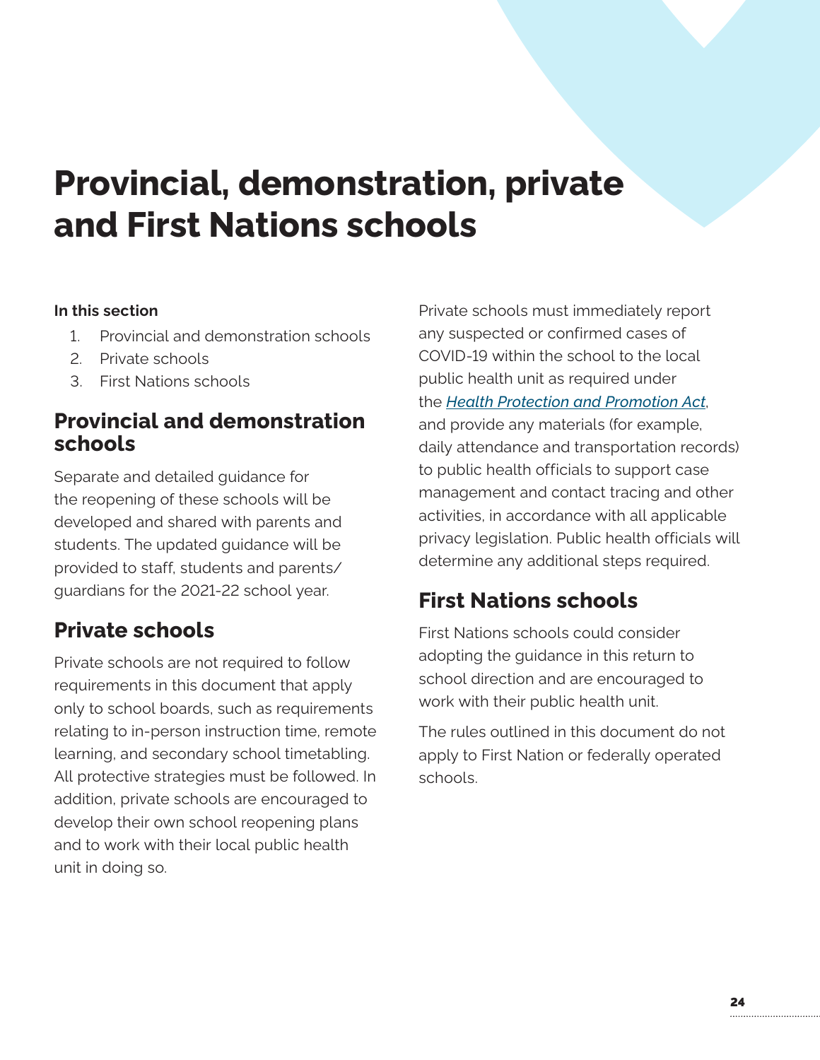# Provincial, demonstration, private and First Nations schools

**In this section**

1. Provincial and demonstration schools
2. Private schools
3. First Nations schools

## Provincial and demonstration schools

Separate and detailed guidance for the reopening of these schools will be developed and shared with parents and students. The updated guidance will be provided to staff, students and parents/guardians for the 2021-22 school year.

## Private schools

Private schools are not required to follow requirements in this document that apply only to school boards, such as requirements relating to in-person instruction time, remote learning, and secondary school timetabling. All protective strategies must be followed. In addition, private schools are encouraged to develop their own school reopening plans and to work with their local public health unit in doing so.

Private schools must immediately report any suspected or confirmed cases of COVID-19 within the school to the local public health unit as required under the *Health Protection and Promotion Act*, and provide any materials (for example, daily attendance and transportation records) to public health officials to support case management and contact tracing and other activities, in accordance with all applicable privacy legislation. Public health officials will determine any additional steps required.

## First Nations schools

First Nations schools could consider adopting the guidance in this return to school direction and are encouraged to work with their public health unit.

The rules outlined in this document do not apply to First Nation or federally operated schools.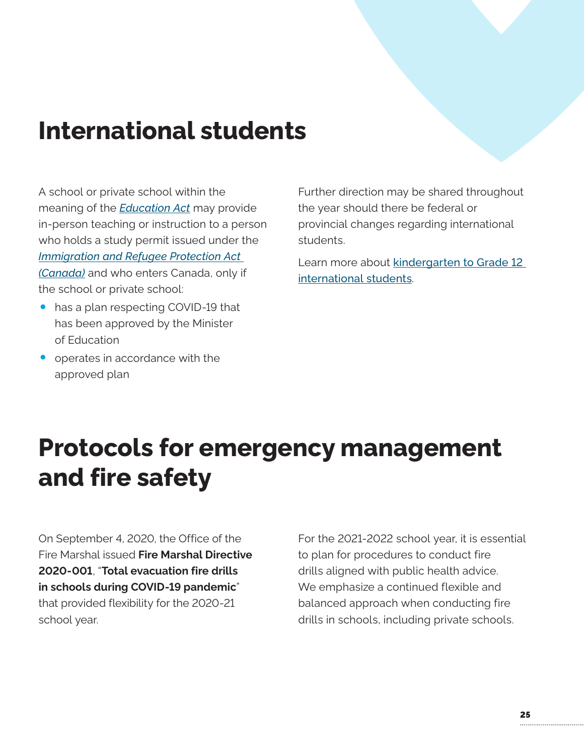# International students

A school or private school within the meaning of the *[Education Act](#)* may provide in-person teaching or instruction to a person who holds a study permit issued under the *[Immigration and Refugee Protection Act (Canada)](#)* and who enters Canada, only if the school or private school:

- has a plan respecting COVID-19 that has been approved by the Minister of Education
- operates in accordance with the approved plan

Further direction may be shared throughout the year should there be federal or provincial changes regarding international students.

Learn more about [kindergarten to Grade 12 international students](#).

# Protocols for emergency management and fire safety

On September 4, 2020, the Office of the Fire Marshal issued **Fire Marshal Directive 2020-001**, "**Total evacuation fire drills in schools during COVID-19 pandemic**" that provided flexibility for the 2020-21 school year.

For the 2021-2022 school year, it is essential to plan for procedures to conduct fire drills aligned with public health advice. We emphasize a continued flexible and balanced approach when conducting fire drills in schools, including private schools.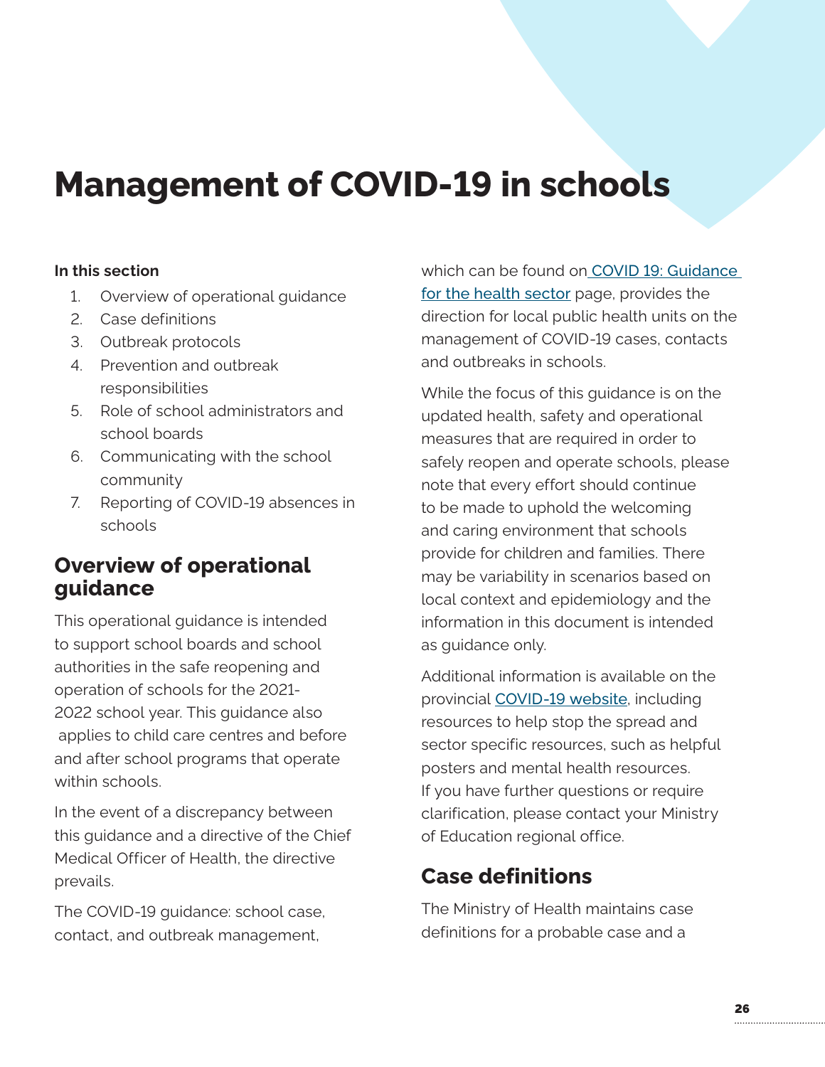# Management of COVID-19 in schools

**In this section**

1. Overview of operational guidance
2. Case definitions
3. Outbreak protocols
4. Prevention and outbreak responsibilities
5. Role of school administrators and school boards
6. Communicating with the school community
7. Reporting of COVID-19 absences in schools

## Overview of operational guidance

This operational guidance is intended to support school boards and school authorities in the safe reopening and operation of schools for the 2021-2022 school year. This guidance also applies to child care centres and before and after school programs that operate within schools.

In the event of a discrepancy between this guidance and a directive of the Chief Medical Officer of Health, the directive prevails.

The COVID-19 guidance: school case, contact, and outbreak management, which can be found on [COVID 19: Guidance for the health sector](#) page, provides the direction for local public health units on the management of COVID-19 cases, contacts and outbreaks in schools.

While the focus of this guidance is on the updated health, safety and operational measures that are required in order to safely reopen and operate schools, please note that every effort should continue to be made to uphold the welcoming and caring environment that schools provide for children and families. There may be variability in scenarios based on local context and epidemiology and the information in this document is intended as guidance only.

Additional information is available on the provincial [COVID-19 website](#), including resources to help stop the spread and sector specific resources, such as helpful posters and mental health resources. If you have further questions or require clarification, please contact your Ministry of Education regional office.

## Case definitions

The Ministry of Health maintains case definitions for a probable case and a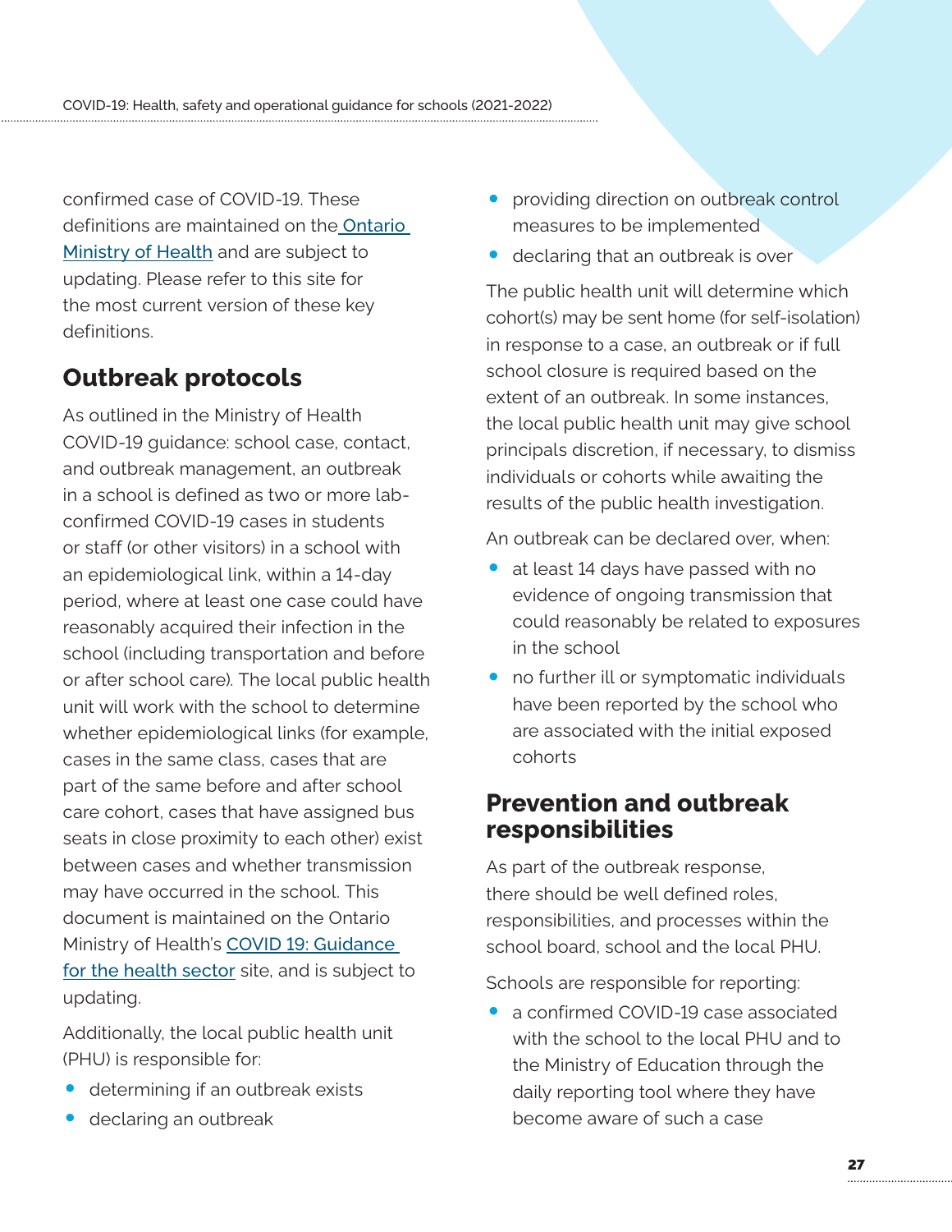confirmed case of COVID-19. These definitions are maintained on the Ontario Ministry of Health and are subject to updating. Please refer to this site for the most current version of these key definitions.

## Outbreak protocols

As outlined in the Ministry of Health COVID-19 guidance: school case, contact, and outbreak management, an outbreak in a school is defined as two or more lab-confirmed COVID-19 cases in students or staff (or other visitors) in a school with an epidemiological link, within a 14-day period, where at least one case could have reasonably acquired their infection in the school (including transportation and before or after school care). The local public health unit will work with the school to determine whether epidemiological links (for example, cases in the same class, cases that are part of the same before and after school care cohort, cases that have assigned bus seats in close proximity to each other) exist between cases and whether transmission may have occurred in the school. This document is maintained on the Ontario Ministry of Health's COVID 19: Guidance for the health sector site, and is subject to updating.

Additionally, the local public health unit (PHU) is responsible for:

- determining if an outbreak exists
- declaring an outbreak
- providing direction on outbreak control measures to be implemented
- declaring that an outbreak is over

The public health unit will determine which cohort(s) may be sent home (for self-isolation) in response to a case, an outbreak or if full school closure is required based on the extent of an outbreak. In some instances, the local public health unit may give school principals discretion, if necessary, to dismiss individuals or cohorts while awaiting the results of the public health investigation.

An outbreak can be declared over, when:

- at least 14 days have passed with no evidence of ongoing transmission that could reasonably be related to exposures in the school
- no further ill or symptomatic individuals have been reported by the school who are associated with the initial exposed cohorts

## Prevention and outbreak responsibilities

As part of the outbreak response, there should be well defined roles, responsibilities, and processes within the school board, school and the local PHU.

Schools are responsible for reporting:

- a confirmed COVID-19 case associated with the school to the local PHU and to the Ministry of Education through the daily reporting tool where they have become aware of such a case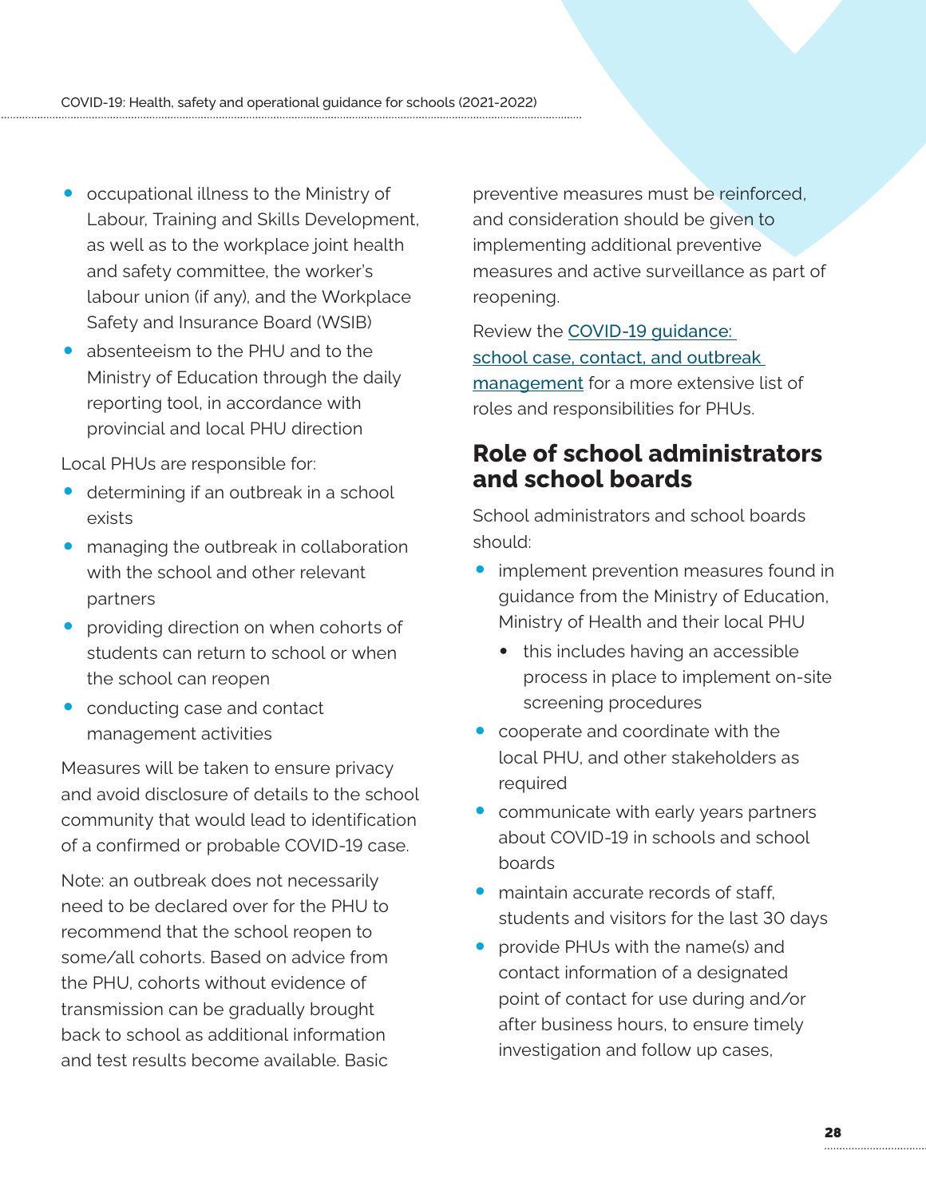- occupational illness to the Ministry of Labour, Training and Skills Development, as well as to the workplace joint health and safety committee, the worker's labour union (if any), and the Workplace Safety and Insurance Board (WSIB)
- absenteeism to the PHU and to the Ministry of Education through the daily reporting tool, in accordance with provincial and local PHU direction

Local PHUs are responsible for:

- determining if an outbreak in a school exists
- managing the outbreak in collaboration with the school and other relevant partners
- providing direction on when cohorts of students can return to school or when the school can reopen
- conducting case and contact management activities

Measures will be taken to ensure privacy and avoid disclosure of details to the school community that would lead to identification of a confirmed or probable COVID-19 case.

Note: an outbreak does not necessarily need to be declared over for the PHU to recommend that the school reopen to some/all cohorts. Based on advice from the PHU, cohorts without evidence of transmission can be gradually brought back to school as additional information and test results become available. Basic preventive measures must be reinforced, and consideration should be given to implementing additional preventive measures and active surveillance as part of reopening.

Review the [COVID-19 guidance: school case, contact, and outbreak management] for a more extensive list of roles and responsibilities for PHUs.

## Role of school administrators and school boards

School administrators and school boards should:

- implement prevention measures found in guidance from the Ministry of Education, Ministry of Health and their local PHU
  - this includes having an accessible process in place to implement on-site screening procedures
- cooperate and coordinate with the local PHU, and other stakeholders as required
- communicate with early years partners about COVID-19 in schools and school boards
- maintain accurate records of staff, students and visitors for the last 30 days
- provide PHUs with the name(s) and contact information of a designated point of contact for use during and/or after business hours, to ensure timely investigation and follow up cases,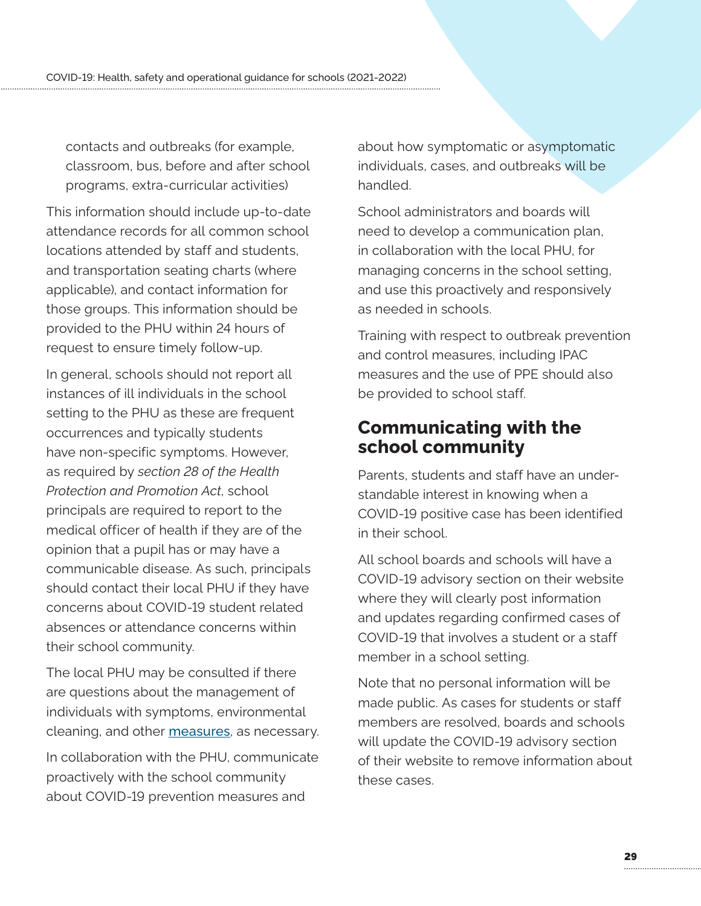contacts and outbreaks (for example, classroom, bus, before and after school programs, extra-curricular activities)

This information should include up-to-date attendance records for all common school locations attended by staff and students, and transportation seating charts (where applicable), and contact information for those groups. This information should be provided to the PHU within 24 hours of request to ensure timely follow-up.

In general, schools should not report all instances of ill individuals in the school setting to the PHU as these are frequent occurrences and typically students have non-specific symptoms. However, as required by *section 28 of the Health Protection and Promotion Act*, school principals are required to report to the medical officer of health if they are of the opinion that a pupil has or may have a communicable disease. As such, principals should contact their local PHU if they have concerns about COVID-19 student related absences or attendance concerns within their school community.

The local PHU may be consulted if there are questions about the management of individuals with symptoms, environmental cleaning, and other [measures](), as necessary.

In collaboration with the PHU, communicate proactively with the school community about COVID-19 prevention measures and about how symptomatic or asymptomatic individuals, cases, and outbreaks will be handled.

School administrators and boards will need to develop a communication plan, in collaboration with the local PHU, for managing concerns in the school setting, and use this proactively and responsively as needed in schools.

Training with respect to outbreak prevention and control measures, including IPAC measures and the use of PPE should also be provided to school staff.

## Communicating with the school community

Parents, students and staff have an understandable interest in knowing when a COVID-19 positive case has been identified in their school.

All school boards and schools will have a COVID-19 advisory section on their website where they will clearly post information and updates regarding confirmed cases of COVID-19 that involves a student or a staff member in a school setting.

Note that no personal information will be made public. As cases for students or staff members are resolved, boards and schools will update the COVID-19 advisory section of their website to remove information about these cases.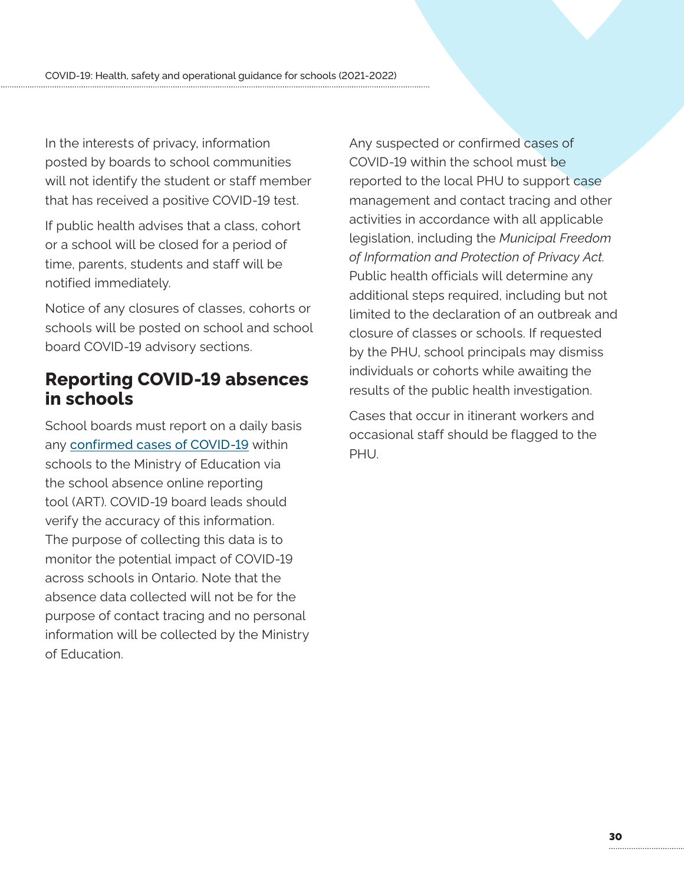In the interests of privacy, information posted by boards to school communities will not identify the student or staff member that has received a positive COVID-19 test.

If public health advises that a class, cohort or a school will be closed for a period of time, parents, students and staff will be notified immediately.

Notice of any closures of classes, cohorts or schools will be posted on school and school board COVID-19 advisory sections.

## Reporting COVID-19 absences in schools

School boards must report on a daily basis any confirmed cases of COVID-19 within schools to the Ministry of Education via the school absence online reporting tool (ART). COVID-19 board leads should verify the accuracy of this information. The purpose of collecting this data is to monitor the potential impact of COVID-19 across schools in Ontario. Note that the absence data collected will not be for the purpose of contact tracing and no personal information will be collected by the Ministry of Education.

Any suspected or confirmed cases of COVID-19 within the school must be reported to the local PHU to support case management and contact tracing and other activities in accordance with all applicable legislation, including the *Municipal Freedom of Information and Protection of Privacy Act.* Public health officials will determine any additional steps required, including but not limited to the declaration of an outbreak and closure of classes or schools. If requested by the PHU, school principals may dismiss individuals or cohorts while awaiting the results of the public health investigation.

Cases that occur in itinerant workers and occasional staff should be flagged to the PHU.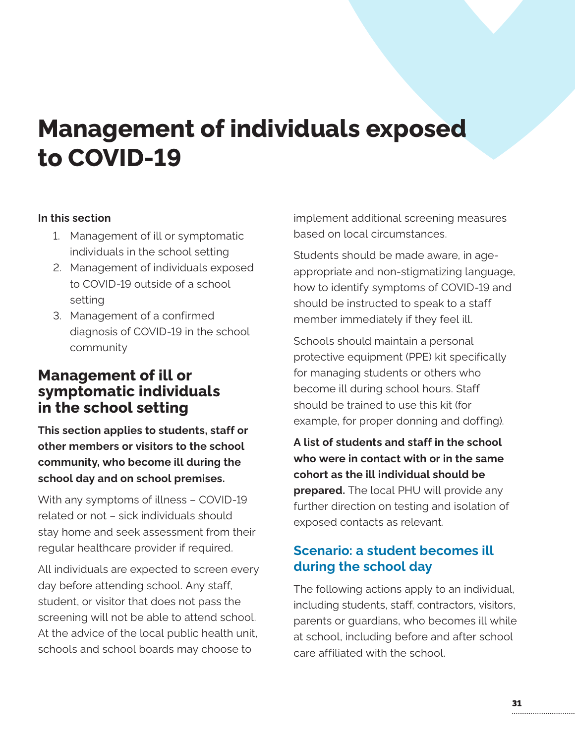# Management of individuals exposed to COVID-19

**In this section**

1. Management of ill or symptomatic individuals in the school setting
2. Management of individuals exposed to COVID-19 outside of a school setting
3. Management of a confirmed diagnosis of COVID-19 in the school community

## Management of ill or symptomatic individuals in the school setting

**This section applies to students, staff or other members or visitors to the school community, who become ill during the school day and on school premises.**

With any symptoms of illness – COVID-19 related or not – sick individuals should stay home and seek assessment from their regular healthcare provider if required.

All individuals are expected to screen every day before attending school. Any staff, student, or visitor that does not pass the screening will not be able to attend school. At the advice of the local public health unit, schools and school boards may choose to implement additional screening measures based on local circumstances.

Students should be made aware, in age-appropriate and non-stigmatizing language, how to identify symptoms of COVID-19 and should be instructed to speak to a staff member immediately if they feel ill.

Schools should maintain a personal protective equipment (PPE) kit specifically for managing students or others who become ill during school hours. Staff should be trained to use this kit (for example, for proper donning and doffing).

**A list of students and staff in the school who were in contact with or in the same cohort as the ill individual should be prepared.** The local PHU will provide any further direction on testing and isolation of exposed contacts as relevant.

### Scenario: a student becomes ill during the school day

The following actions apply to an individual, including students, staff, contractors, visitors, parents or guardians, who becomes ill while at school, including before and after school care affiliated with the school.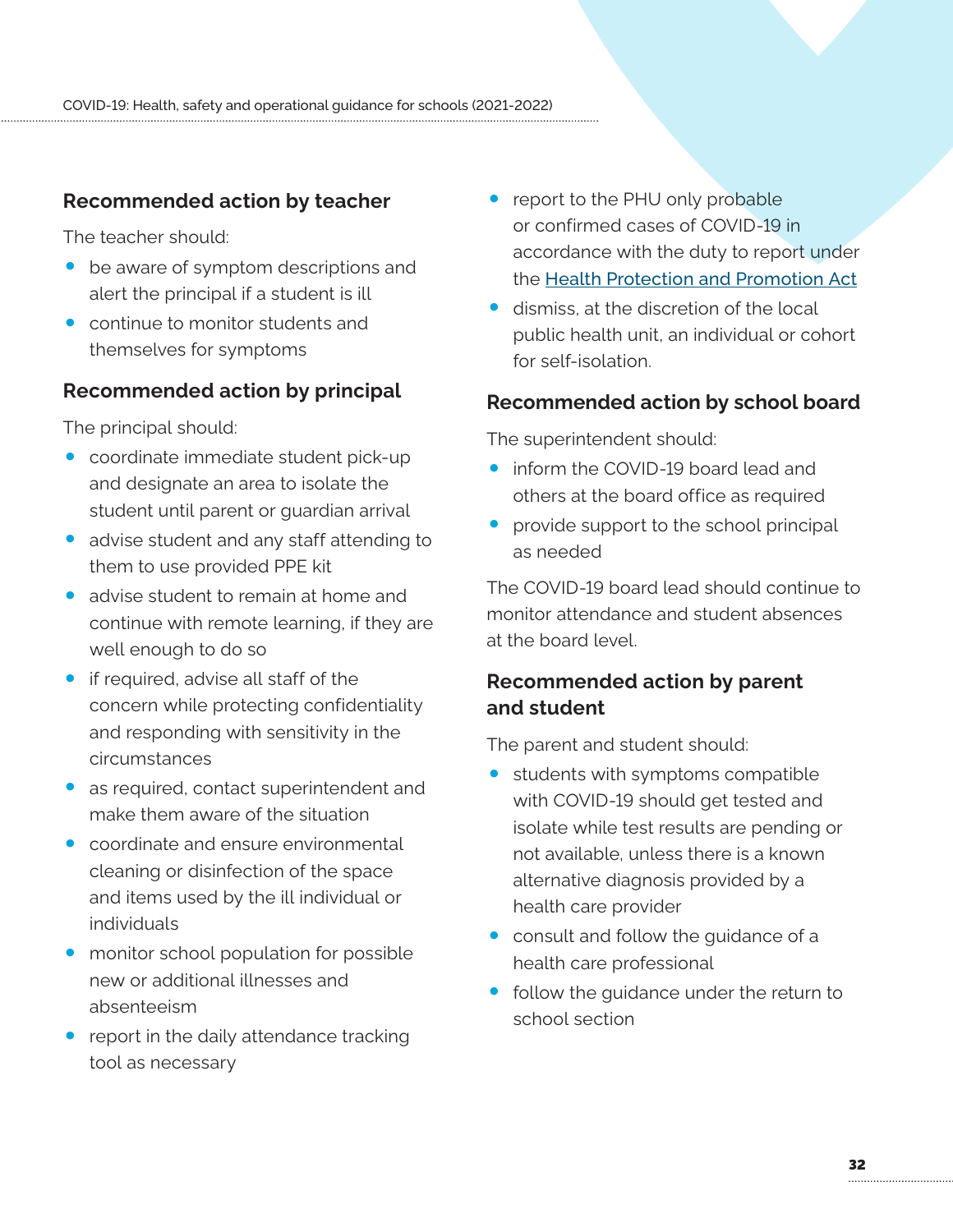### Recommended action by teacher

The teacher should:

- be aware of symptom descriptions and alert the principal if a student is ill
- continue to monitor students and themselves for symptoms

### Recommended action by principal

The principal should:

- coordinate immediate student pick-up and designate an area to isolate the student until parent or guardian arrival
- advise student and any staff attending to them to use provided PPE kit
- advise student to remain at home and continue with remote learning, if they are well enough to do so
- if required, advise all staff of the concern while protecting confidentiality and responding with sensitivity in the circumstances
- as required, contact superintendent and make them aware of the situation
- coordinate and ensure environmental cleaning or disinfection of the space and items used by the ill individual or individuals
- monitor school population for possible new or additional illnesses and absenteeism
- report in the daily attendance tracking tool as necessary
- report to the PHU only probable or confirmed cases of COVID-19 in accordance with the duty to report under the [Health Protection and Promotion Act]
- dismiss, at the discretion of the local public health unit, an individual or cohort for self-isolation.

### Recommended action by school board

The superintendent should:

- inform the COVID-19 board lead and others at the board office as required
- provide support to the school principal as needed

The COVID-19 board lead should continue to monitor attendance and student absences at the board level.

### Recommended action by parent and student

The parent and student should:

- students with symptoms compatible with COVID-19 should get tested and isolate while test results are pending or not available, unless there is a known alternative diagnosis provided by a health care provider
- consult and follow the guidance of a health care professional
- follow the guidance under the return to school section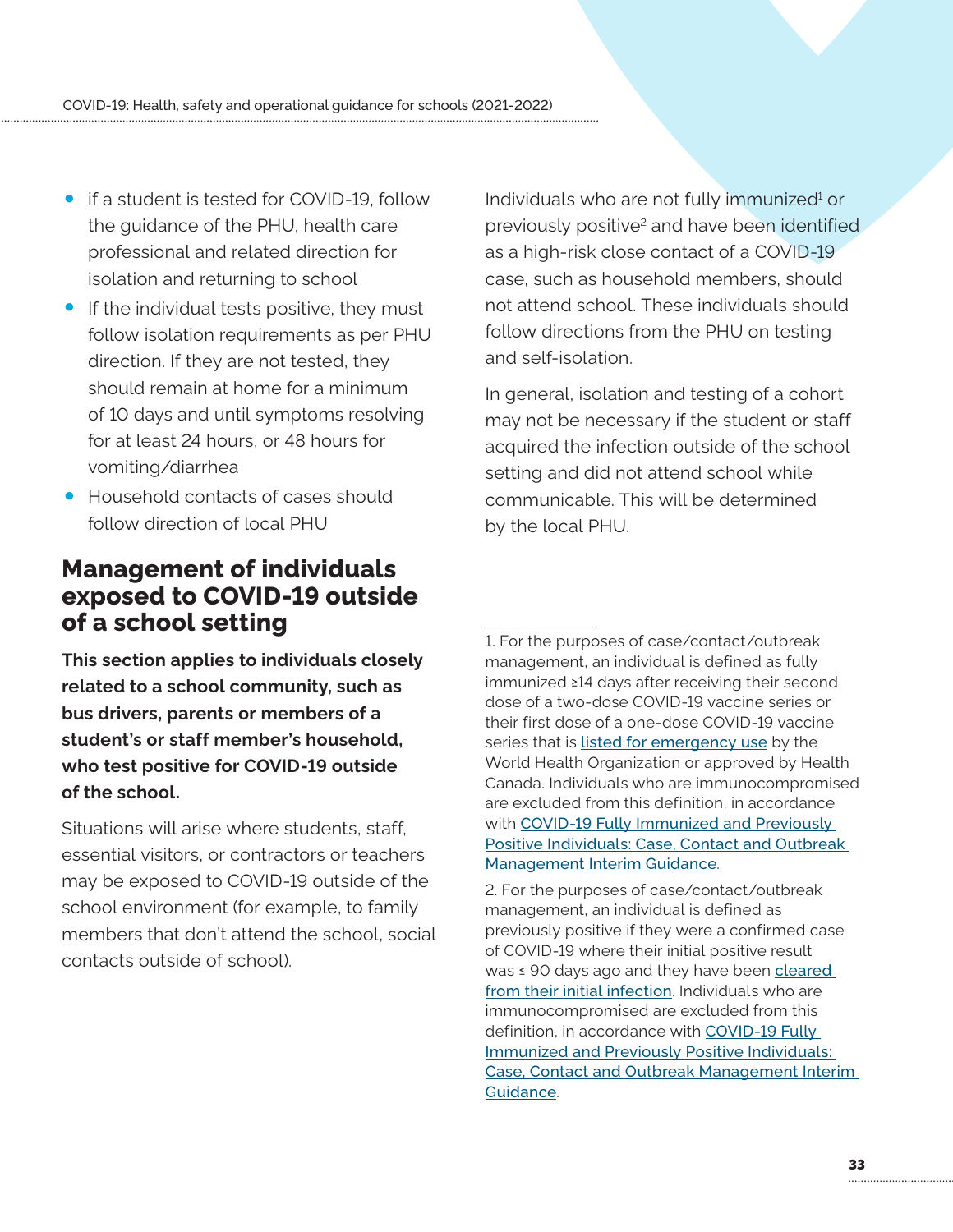- if a student is tested for COVID-19, follow the guidance of the PHU, health care professional and related direction for isolation and returning to school
- If the individual tests positive, they must follow isolation requirements as per PHU direction. If they are not tested, they should remain at home for a minimum of 10 days and until symptoms resolving for at least 24 hours, or 48 hours for vomiting/diarrhea
- Household contacts of cases should follow direction of local PHU

## Management of individuals exposed to COVID-19 outside of a school setting

**This section applies to individuals closely related to a school community, such as bus drivers, parents or members of a student's or staff member's household, who test positive for COVID-19 outside of the school.**

Situations will arise where students, staff, essential visitors, or contractors or teachers may be exposed to COVID-19 outside of the school environment (for example, to family members that don't attend the school, social contacts outside of school).

Individuals who are not fully immunized[1] or previously positive[2] and have been identified as a high-risk close contact of a COVID-19 case, such as household members, should not attend school. These individuals should follow directions from the PHU on testing and self-isolation.

In general, isolation and testing of a cohort may not be necessary if the student or staff acquired the infection outside of the school setting and did not attend school while communicable. This will be determined by the local PHU.

---

1. For the purposes of case/contact/outbreak management, an individual is defined as fully immunized ≥14 days after receiving their second dose of a two-dose COVID-19 vaccine series or their first dose of a one-dose COVID-19 vaccine series that is listed for emergency use by the World Health Organization or approved by Health Canada. Individuals who are immunocompromised are excluded from this definition, in accordance with COVID-19 Fully Immunized and Previously Positive Individuals: Case, Contact and Outbreak Management Interim Guidance.

2. For the purposes of case/contact/outbreak management, an individual is defined as previously positive if they were a confirmed case of COVID-19 where their initial positive result was ≤ 90 days ago and they have been cleared from their initial infection. Individuals who are immunocompromised are excluded from this definition, in accordance with COVID-19 Fully Immunized and Previously Positive Individuals: Case, Contact and Outbreak Management Interim Guidance.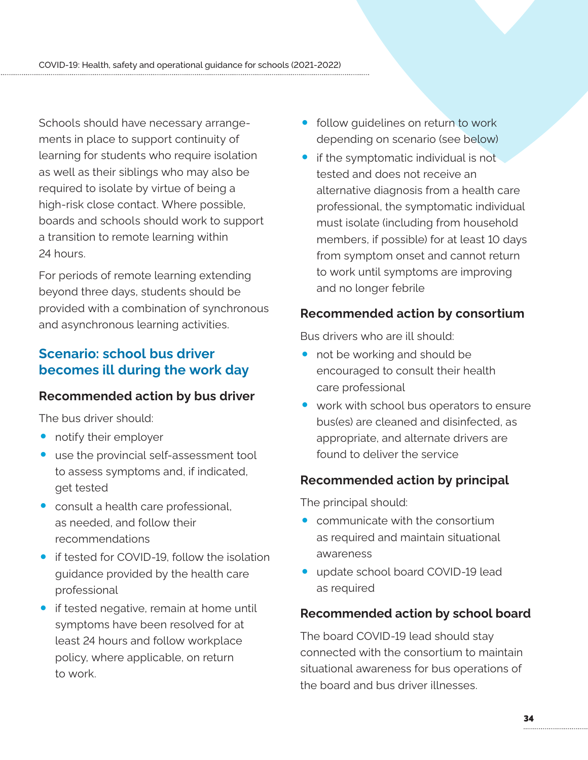Schools should have necessary arrangements in place to support continuity of learning for students who require isolation as well as their siblings who may also be required to isolate by virtue of being a high-risk close contact. Where possible, boards and schools should work to support a transition to remote learning within 24 hours.

For periods of remote learning extending beyond three days, students should be provided with a combination of synchronous and asynchronous learning activities.

## Scenario: school bus driver becomes ill during the work day

### Recommended action by bus driver

The bus driver should:

- notify their employer
- use the provincial self-assessment tool to assess symptoms and, if indicated, get tested
- consult a health care professional, as needed, and follow their recommendations
- if tested for COVID-19, follow the isolation guidance provided by the health care professional
- if tested negative, remain at home until symptoms have been resolved for at least 24 hours and follow workplace policy, where applicable, on return to work.
- follow guidelines on return to work depending on scenario (see below)
- if the symptomatic individual is not tested and does not receive an alternative diagnosis from a health care professional, the symptomatic individual must isolate (including from household members, if possible) for at least 10 days from symptom onset and cannot return to work until symptoms are improving and no longer febrile

### Recommended action by consortium

Bus drivers who are ill should:

- not be working and should be encouraged to consult their health care professional
- work with school bus operators to ensure bus(es) are cleaned and disinfected, as appropriate, and alternate drivers are found to deliver the service

### Recommended action by principal

The principal should:

- communicate with the consortium as required and maintain situational awareness
- update school board COVID-19 lead as required

### Recommended action by school board

The board COVID-19 lead should stay connected with the consortium to maintain situational awareness for bus operations of the board and bus driver illnesses.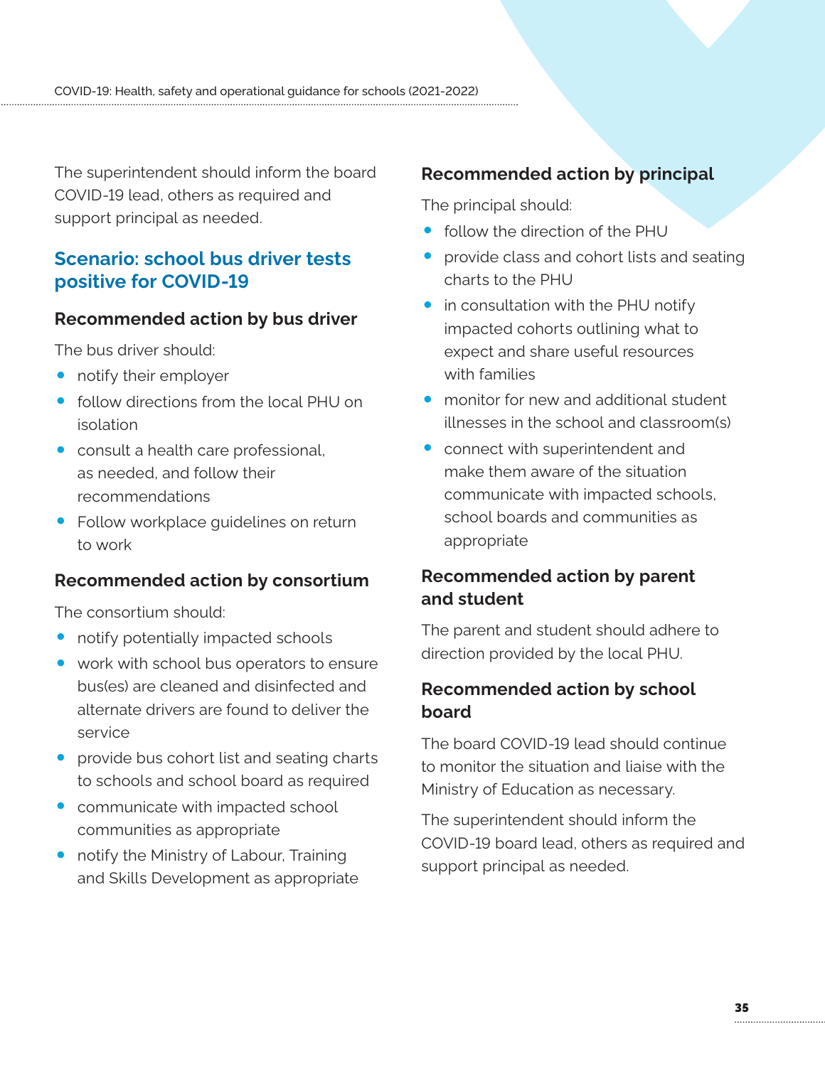The superintendent should inform the board COVID-19 lead, others as required and support principal as needed.

## Scenario: school bus driver tests positive for COVID-19

### Recommended action by bus driver

The bus driver should:

- notify their employer
- follow directions from the local PHU on isolation
- consult a health care professional, as needed, and follow their recommendations
- Follow workplace guidelines on return to work

### Recommended action by consortium

The consortium should:

- notify potentially impacted schools
- work with school bus operators to ensure bus(es) are cleaned and disinfected and alternate drivers are found to deliver the service
- provide bus cohort list and seating charts to schools and school board as required
- communicate with impacted school communities as appropriate
- notify the Ministry of Labour, Training and Skills Development as appropriate

### Recommended action by principal

The principal should:

- follow the direction of the PHU
- provide class and cohort lists and seating charts to the PHU
- in consultation with the PHU notify impacted cohorts outlining what to expect and share useful resources with families
- monitor for new and additional student illnesses in the school and classroom(s)
- connect with superintendent and make them aware of the situation communicate with impacted schools, school boards and communities as appropriate

### Recommended action by parent and student

The parent and student should adhere to direction provided by the local PHU.

### Recommended action by school board

The board COVID-19 lead should continue to monitor the situation and liaise with the Ministry of Education as necessary.

The superintendent should inform the COVID-19 board lead, others as required and support principal as needed.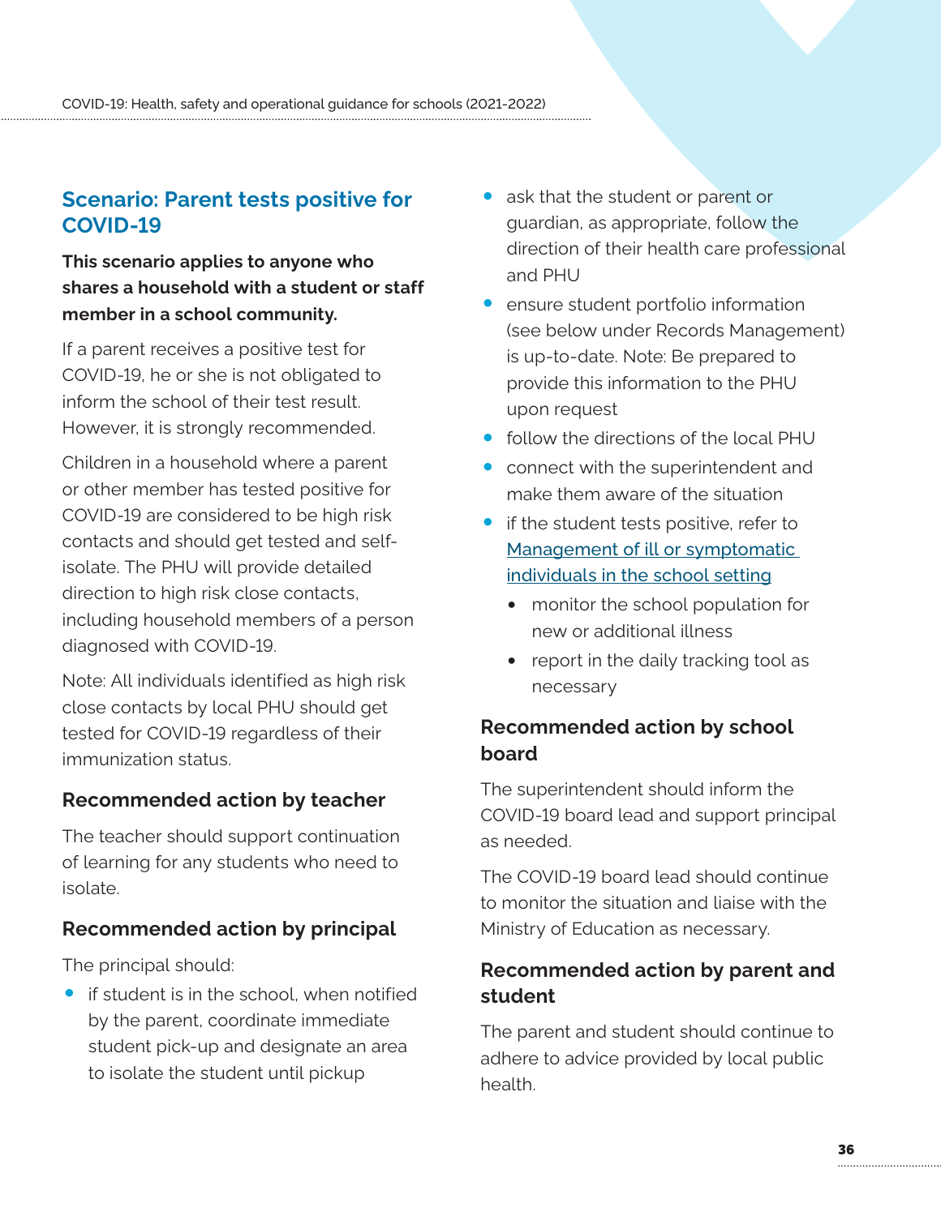## Scenario: Parent tests positive for COVID-19

**This scenario applies to anyone who shares a household with a student or staff member in a school community.**

If a parent receives a positive test for COVID-19, he or she is not obligated to inform the school of their test result. However, it is strongly recommended.

Children in a household where a parent or other member has tested positive for COVID-19 are considered to be high risk contacts and should get tested and self-isolate. The PHU will provide detailed direction to high risk close contacts, including household members of a person diagnosed with COVID-19.

Note: All individuals identified as high risk close contacts by local PHU should get tested for COVID-19 regardless of their immunization status.

### Recommended action by teacher

The teacher should support continuation of learning for any students who need to isolate.

### Recommended action by principal

The principal should:

- if student is in the school, when notified by the parent, coordinate immediate student pick-up and designate an area to isolate the student until pickup
- ask that the student or parent or guardian, as appropriate, follow the direction of their health care professional and PHU
- ensure student portfolio information (see below under Records Management) is up-to-date. Note: Be prepared to provide this information to the PHU upon request
- follow the directions of the local PHU
- connect with the superintendent and make them aware of the situation
- if the student tests positive, refer to Management of ill or symptomatic individuals in the school setting
  - monitor the school population for new or additional illness
  - report in the daily tracking tool as necessary

### Recommended action by school board

The superintendent should inform the COVID-19 board lead and support principal as needed.

The COVID-19 board lead should continue to monitor the situation and liaise with the Ministry of Education as necessary.

### Recommended action by parent and student

The parent and student should continue to adhere to advice provided by local public health.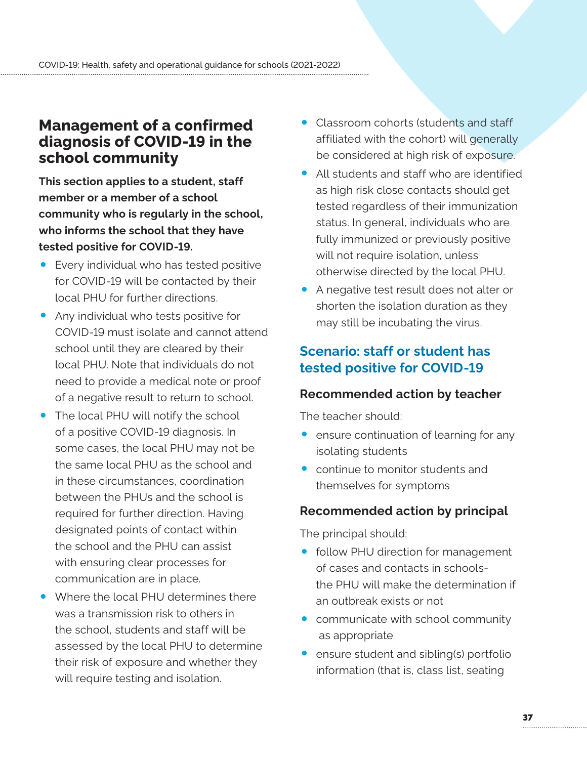## Management of a confirmed diagnosis of COVID-19 in the school community

**This section applies to a student, staff member or a member of a school community who is regularly in the school, who informs the school that they have tested positive for COVID-19.**

- Every individual who has tested positive for COVID-19 will be contacted by their local PHU for further directions.
- Any individual who tests positive for COVID-19 must isolate and cannot attend school until they are cleared by their local PHU. Note that individuals do not need to provide a medical note or proof of a negative result to return to school.
- The local PHU will notify the school of a positive COVID-19 diagnosis. In some cases, the local PHU may not be the same local PHU as the school and in these circumstances, coordination between the PHUs and the school is required for further direction. Having designated points of contact within the school and the PHU can assist with ensuring clear processes for communication are in place.
- Where the local PHU determines there was a transmission risk to others in the school, students and staff will be assessed by the local PHU to determine their risk of exposure and whether they will require testing and isolation.
- Classroom cohorts (students and staff affiliated with the cohort) will generally be considered at high risk of exposure.
- All students and staff who are identified as high risk close contacts should get tested regardless of their immunization status. In general, individuals who are fully immunized or previously positive will not require isolation, unless otherwise directed by the local PHU.
- A negative test result does not alter or shorten the isolation duration as they may still be incubating the virus.

### Scenario: staff or student has tested positive for COVID-19

#### Recommended action by teacher

The teacher should:

- ensure continuation of learning for any isolating students
- continue to monitor students and themselves for symptoms

#### Recommended action by principal

The principal should:

- follow PHU direction for management of cases and contacts in schools- the PHU will make the determination if an outbreak exists or not
- communicate with school community as appropriate
- ensure student and sibling(s) portfolio information (that is, class list, seating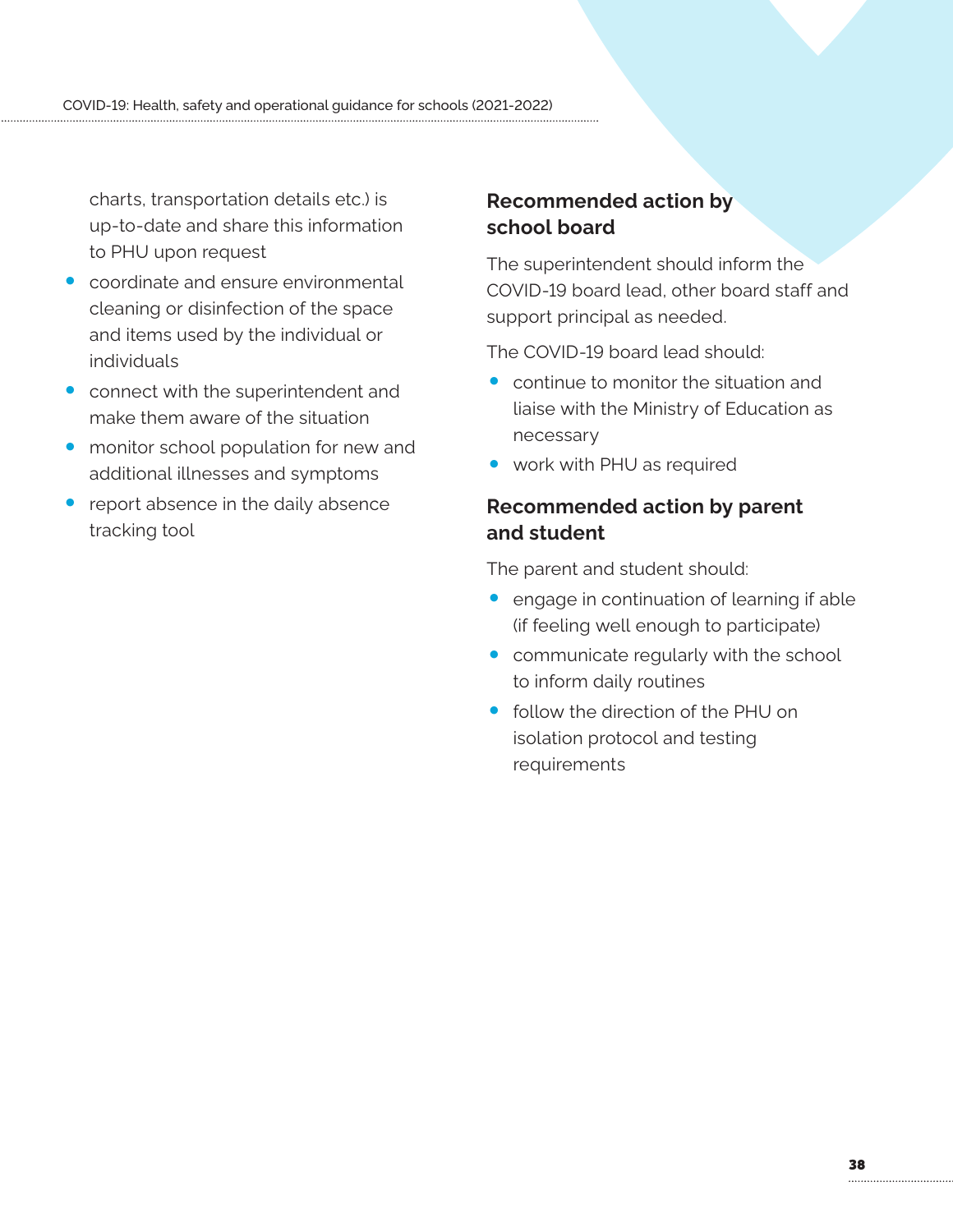charts, transportation details etc.) is up-to-date and share this information to PHU upon request

- coordinate and ensure environmental cleaning or disinfection of the space and items used by the individual or individuals
- connect with the superintendent and make them aware of the situation
- monitor school population for new and additional illnesses and symptoms
- report absence in the daily absence tracking tool

### Recommended action by school board

The superintendent should inform the COVID-19 board lead, other board staff and support principal as needed.

The COVID-19 board lead should:

- continue to monitor the situation and liaise with the Ministry of Education as necessary
- work with PHU as required

### Recommended action by parent and student

The parent and student should:

- engage in continuation of learning if able (if feeling well enough to participate)
- communicate regularly with the school to inform daily routines
- follow the direction of the PHU on isolation protocol and testing requirements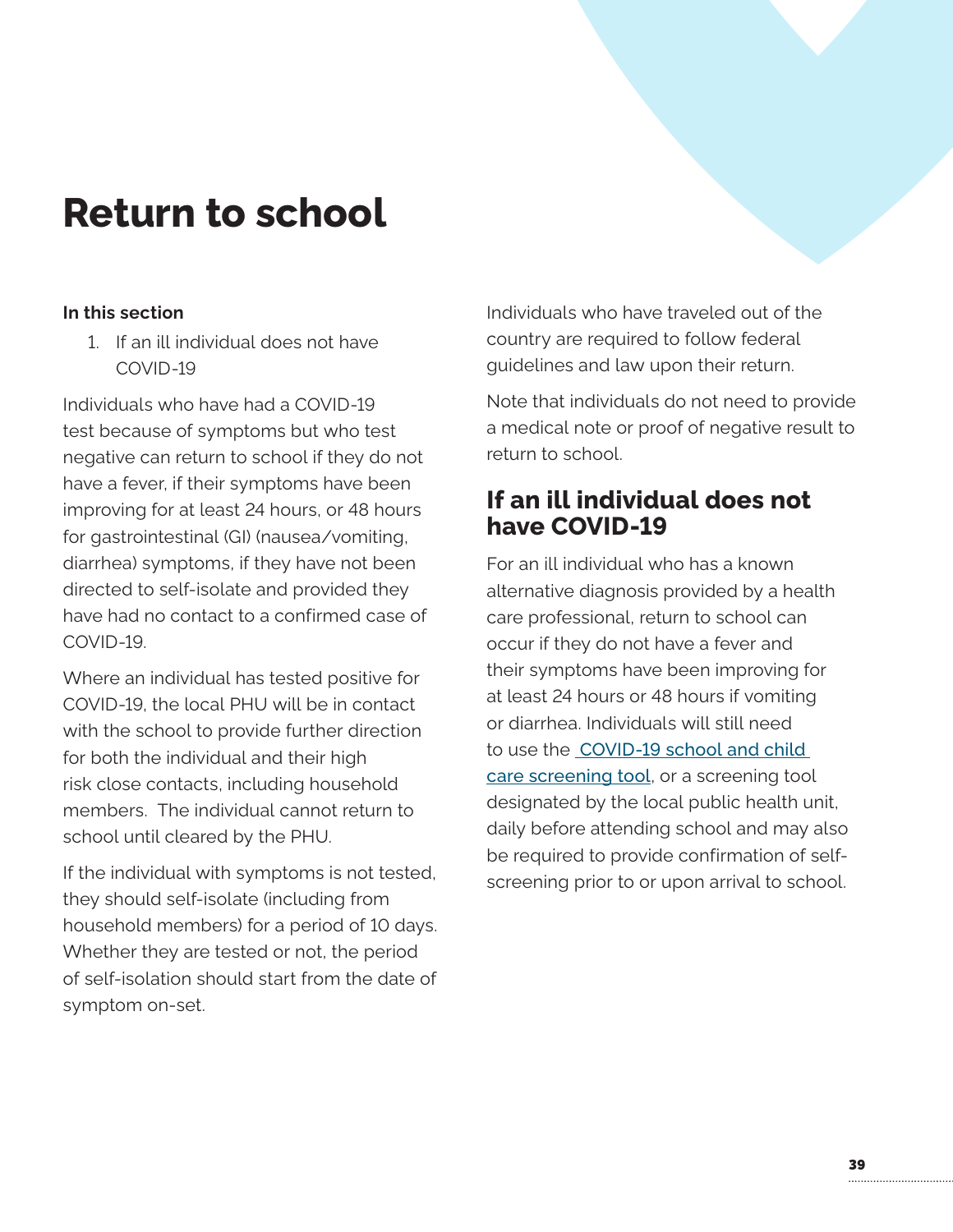# Return to school

**In this section**

1. If an ill individual does not have COVID-19

Individuals who have had a COVID-19 test because of symptoms but who test negative can return to school if they do not have a fever, if their symptoms have been improving for at least 24 hours, or 48 hours for gastrointestinal (GI) (nausea/vomiting, diarrhea) symptoms, if they have not been directed to self-isolate and provided they have had no contact to a confirmed case of COVID-19.

Where an individual has tested positive for COVID-19, the local PHU will be in contact with the school to provide further direction for both the individual and their high risk close contacts, including household members. The individual cannot return to school until cleared by the PHU.

If the individual with symptoms is not tested, they should self-isolate (including from household members) for a period of 10 days. Whether they are tested or not, the period of self-isolation should start from the date of symptom on-set.

Individuals who have traveled out of the country are required to follow federal guidelines and law upon their return.

Note that individuals do not need to provide a medical note or proof of negative result to return to school.

## If an ill individual does not have COVID-19

For an ill individual who has a known alternative diagnosis provided by a health care professional, return to school can occur if they do not have a fever and their symptoms have been improving for at least 24 hours or 48 hours if vomiting or diarrhea. Individuals will still need to use the COVID-19 school and child care screening tool, or a screening tool designated by the local public health unit, daily before attending school and may also be required to provide confirmation of self-screening prior to or upon arrival to school.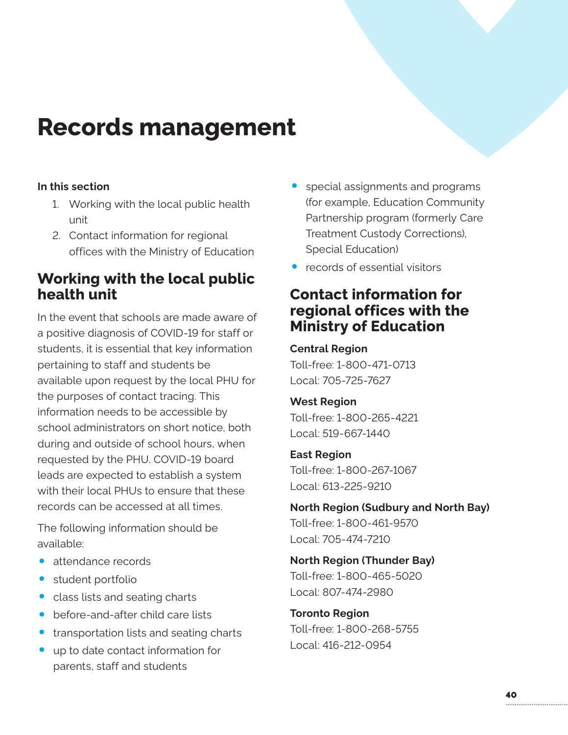# Records management

**In this section**

1. Working with the local public health unit
2. Contact information for regional offices with the Ministry of Education

## Working with the local public health unit

In the event that schools are made aware of a positive diagnosis of COVID-19 for staff or students, it is essential that key information pertaining to staff and students be available upon request by the local PHU for the purposes of contact tracing. This information needs to be accessible by school administrators on short notice, both during and outside of school hours, when requested by the PHU. COVID-19 board leads are expected to establish a system with their local PHUs to ensure that these records can be accessed at all times.

The following information should be available:

- attendance records
- student portfolio
- class lists and seating charts
- before-and-after child care lists
- transportation lists and seating charts
- up to date contact information for parents, staff and students
- special assignments and programs (for example, Education Community Partnership program (formerly Care Treatment Custody Corrections), Special Education)
- records of essential visitors

## Contact information for regional offices with the Ministry of Education

**Central Region**
Toll-free: 1-800-471-0713
Local: 705-725-7627

**West Region**
Toll-free: 1-800-265-4221
Local: 519-667-1440

**East Region**
Toll-free: 1-800-267-1067
Local: 613-225-9210

**North Region (Sudbury and North Bay)**
Toll-free: 1-800-461-9570
Local: 705-474-7210

**North Region (Thunder Bay)**
Toll-free: 1-800-465-5020
Local: 807-474-2980

**Toronto Region**
Toll-free: 1-800-268-5755
Local: 416-212-0954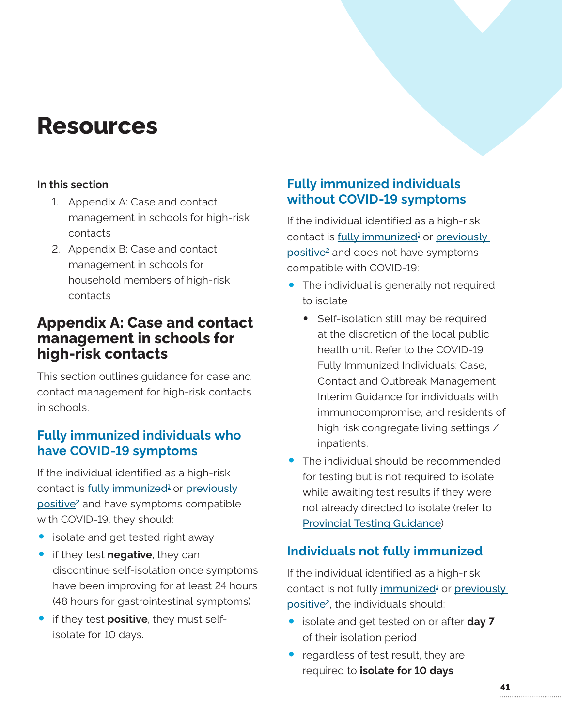# Resources

**In this section**

1. Appendix A: Case and contact management in schools for high-risk contacts
2. Appendix B: Case and contact management in schools for household members of high-risk contacts

## Appendix A: Case and contact management in schools for high-risk contacts

This section outlines guidance for case and contact management for high-risk contacts in schools.

### Fully immunized individuals who have COVID-19 symptoms

If the individual identified as a high-risk contact is fully immunized[1] or previously positive[2] and have symptoms compatible with COVID-19, they should:

- isolate and get tested right away
- if they test **negative**, they can discontinue self-isolation once symptoms have been improving for at least 24 hours (48 hours for gastrointestinal symptoms)
- if they test **positive**, they must self-isolate for 10 days.

### Fully immunized individuals without COVID-19 symptoms

If the individual identified as a high-risk contact is fully immunized[1] or previously positive[2] and does not have symptoms compatible with COVID-19:

- The individual is generally not required to isolate
  - Self-isolation still may be required at the discretion of the local public health unit. Refer to the COVID-19 Fully Immunized Individuals: Case, Contact and Outbreak Management Interim Guidance for individuals with immunocompromise, and residents of high risk congregate living settings / inpatients.
- The individual should be recommended for testing but is not required to isolate while awaiting test results if they were not already directed to isolate (refer to Provincial Testing Guidance)

### Individuals not fully immunized

If the individual identified as a high-risk contact is not fully immunized[1] or previously positive[2], the individuals should:

- isolate and get tested on or after **day 7** of their isolation period
- regardless of test result, they are required to **isolate for 10 days**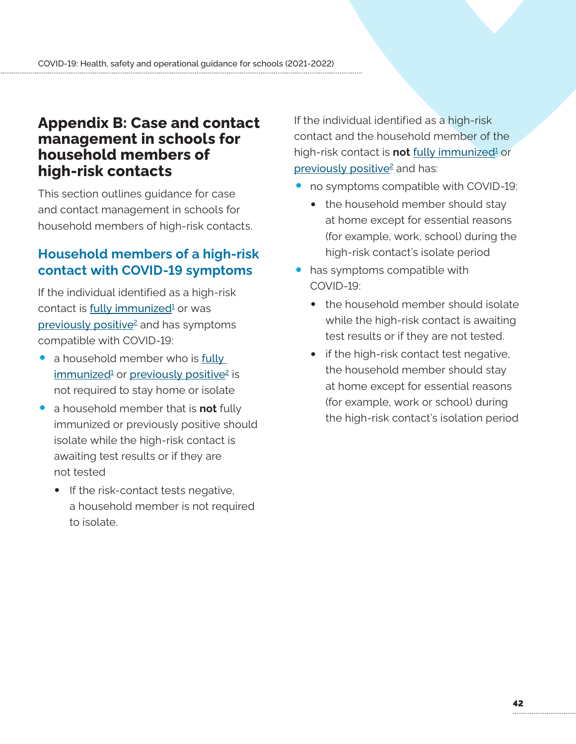# Appendix B: Case and contact management in schools for household members of high-risk contacts

This section outlines guidance for case and contact management in schools for household members of high-risk contacts.

## Household members of a high-risk contact with COVID-19 symptoms

If the individual identified as a high-risk contact is fully immunized[1] or was previously positive[2] and has symptoms compatible with COVID-19:

- a household member who is fully immunized[1] or previously positive[2] is not required to stay home or isolate
- a household member that is **not** fully immunized or previously positive should isolate while the high-risk contact is awaiting test results or if they are not tested
    - If the risk-contact tests negative, a household member is not required to isolate.

If the individual identified as a high-risk contact and the household member of the high-risk contact is **not** fully immunized[1] or previously positive[2] and has:

- no symptoms compatible with COVID-19:
    - the household member should stay at home except for essential reasons (for example, work, school) during the high-risk contact's isolate period
- has symptoms compatible with COVID-19:
    - the household member should isolate while the high-risk contact is awaiting test results or if they are not tested.
    - if the high-risk contact test negative, the household member should stay at home except for essential reasons (for example, work or school) during the high-risk contact's isolation period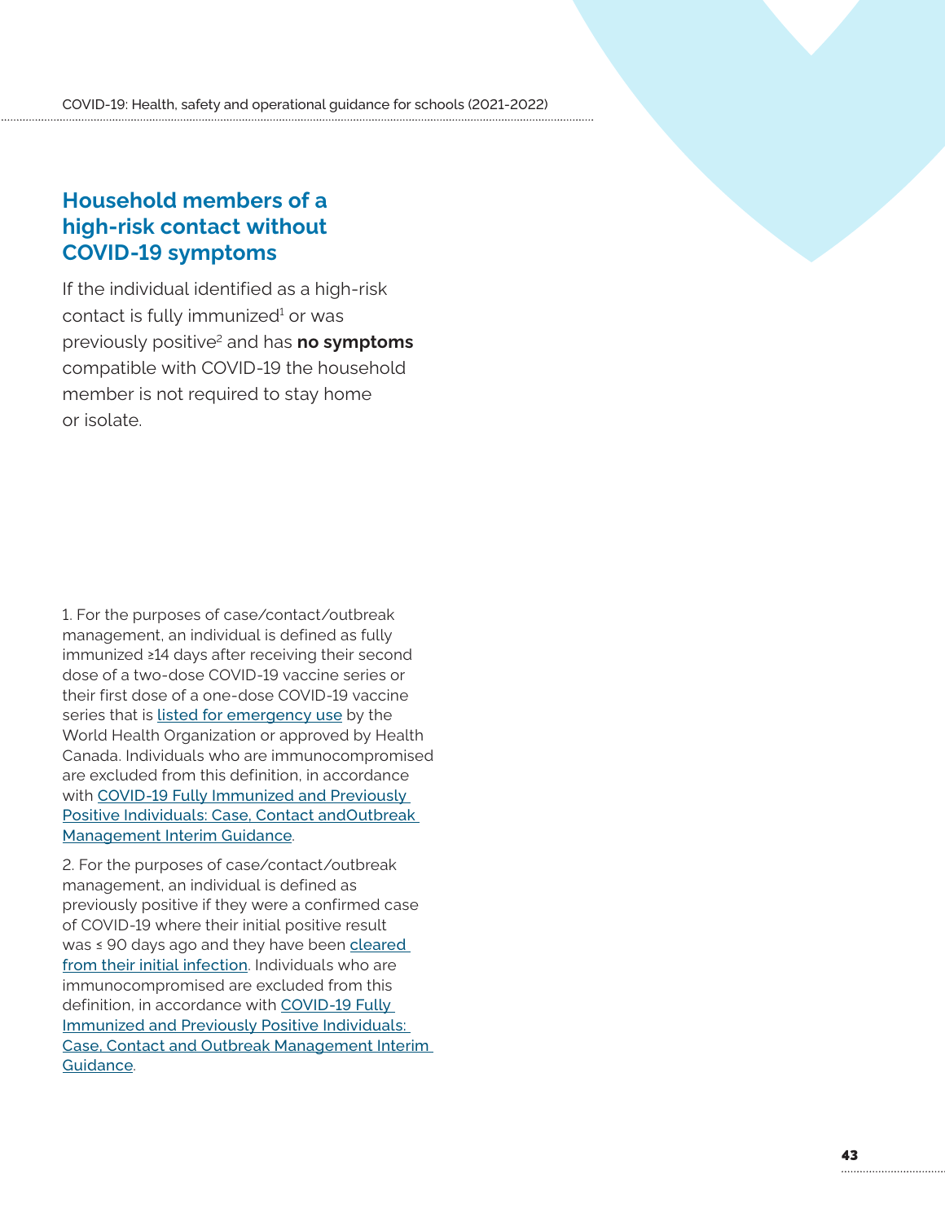## Household members of a high-risk contact without COVID-19 symptoms

If the individual identified as a high-risk contact is fully immunized[1] or was previously positive[2] and has **no symptoms** compatible with COVID-19 the household member is not required to stay home or isolate.

1. For the purposes of case/contact/outbreak management, an individual is defined as fully immunized ≥14 days after receiving their second dose of a two-dose COVID-19 vaccine series or their first dose of a one-dose COVID-19 vaccine series that is listed for emergency use by the World Health Organization or approved by Health Canada. Individuals who are immunocompromised are excluded from this definition, in accordance with COVID-19 Fully Immunized and Previously Positive Individuals: Case, Contact andOutbreak Management Interim Guidance.

2. For the purposes of case/contact/outbreak management, an individual is defined as previously positive if they were a confirmed case of COVID-19 where their initial positive result was ≤ 90 days ago and they have been cleared from their initial infection. Individuals who are immunocompromised are excluded from this definition, in accordance with COVID-19 Fully Immunized and Previously Positive Individuals: Case, Contact and Outbreak Management Interim Guidance.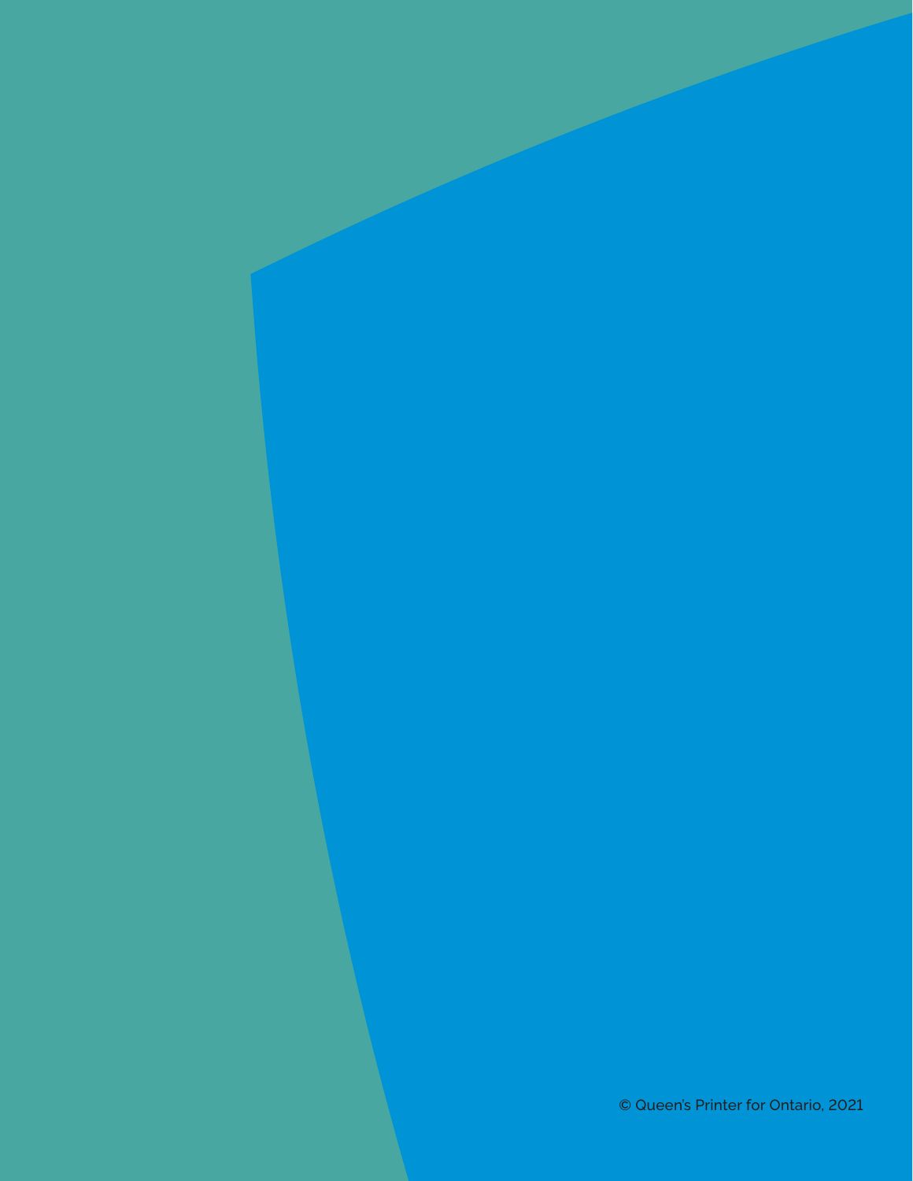© Queen's Printer for Ontario, 2021